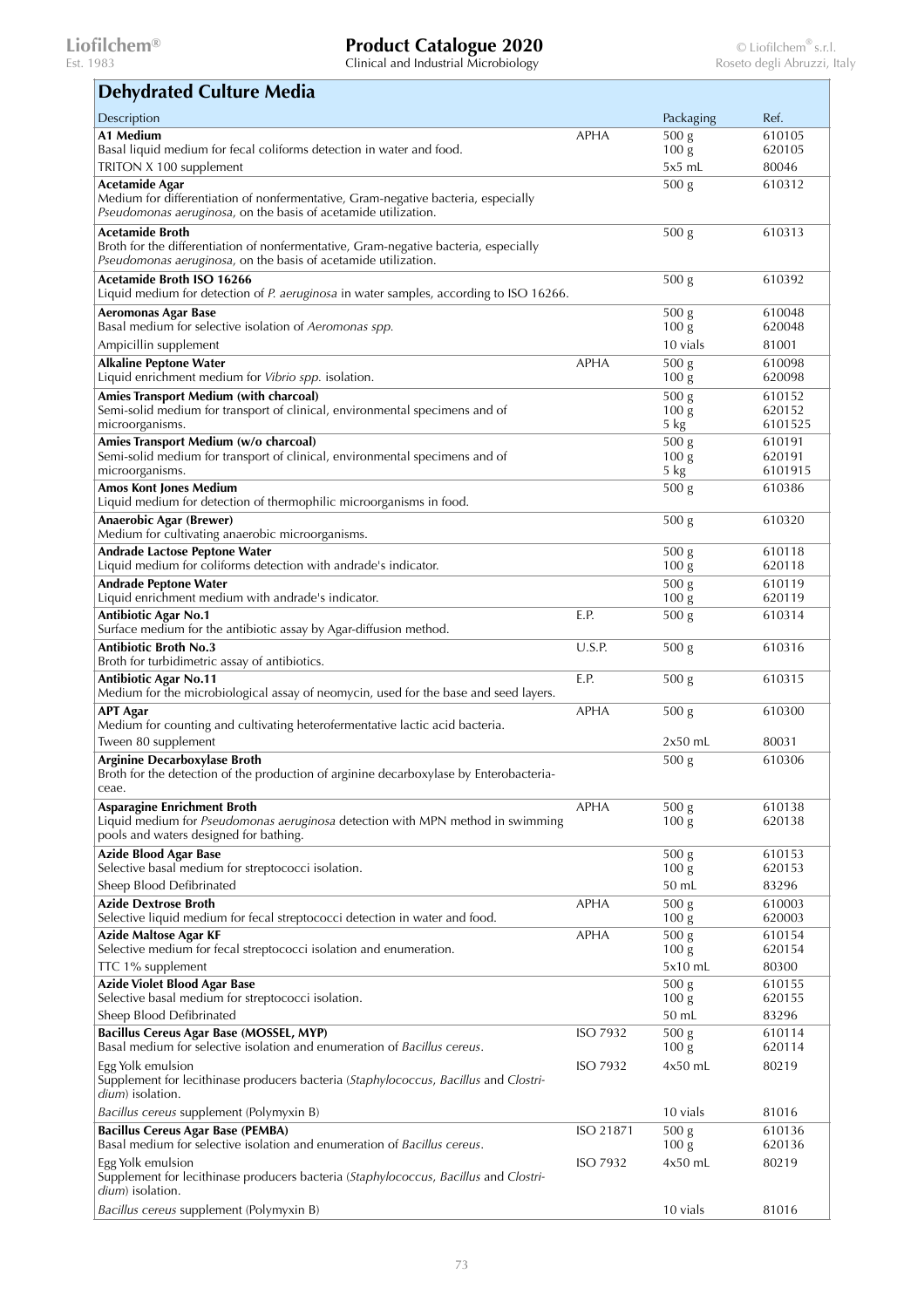## Dehydrated Culture Media

| Description | | Packaging | Ref. |
|---|---|---|---|
| **A1 Medium**<br>Basal liquid medium for fecal coliforms detection in water and food. | APHA | 500 g<br>100 g | 610105<br>620105 |
| TRITON X 100 supplement | | 5x5 mL | 80046 |
| **Acetamide Agar**<br>Medium for differentiation of nonfermentative, Gram-negative bacteria, especially *Pseudomonas aeruginosa*, on the basis of acetamide utilization. | | 500 g | 610312 |
| **Acetamide Broth**<br>Broth for the differentiation of nonfermentative, Gram-negative bacteria, especially *Pseudomonas aeruginosa*, on the basis of acetamide utilization. | | 500 g | 610313 |
| **Acetamide Broth ISO 16266**<br>Liquid medium for detection of *P. aeruginosa* in water samples, according to ISO 16266. | | 500 g | 610392 |
| **Aeromonas Agar Base**<br>Basal medium for selective isolation of *Aeromonas spp.* | | 500 g<br>100 g | 610048<br>620048 |
| Ampicillin supplement | | 10 vials | 81001 |
| **Alkaline Peptone Water**<br>Liquid enrichment medium for *Vibrio spp.* isolation. | APHA | 500 g<br>100 g | 610098<br>620098 |
| **Amies Transport Medium (with charcoal)**<br>Semi-solid medium for transport of clinical, environmental specimens and of microorganisms. | | 500 g<br>100 g<br>5 kg | 610152<br>620152<br>6101525 |
| **Amies Transport Medium (w/o charcoal)**<br>Semi-solid medium for transport of clinical, environmental specimens and of microorganisms. | | 500 g<br>100 g<br>5 kg | 610191<br>620191<br>6101915 |
| **Amos Kont Jones Medium**<br>Liquid medium for detection of thermophilic microorganisms in food. | | 500 g | 610386 |
| **Anaerobic Agar (Brewer)**<br>Medium for cultivating anaerobic microorganisms. | | 500 g | 610320 |
| **Andrade Lactose Peptone Water**<br>Liquid medium for coliforms detection with andrade's indicator. | | 500 g<br>100 g | 610118<br>620118 |
| **Andrade Peptone Water**<br>Liquid enrichment medium with andrade's indicator. | | 500 g<br>100 g | 610119<br>620119 |
| **Antibiotic Agar No.1**<br>Surface medium for the antibiotic assay by Agar-diffusion method. | E.P. | 500 g | 610314 |
| **Antibiotic Broth No.3**<br>Broth for turbidimetric assay of antibiotics. | U.S.P. | 500 g | 610316 |
| **Antibiotic Agar No.11**<br>Medium for the microbiological assay of neomycin, used for the base and seed layers. | E.P. | 500 g | 610315 |
| **APT Agar**<br>Medium for counting and cultivating heterofermentative lactic acid bacteria. | APHA | 500 g | 610300 |
| Tween 80 supplement | | 2x50 mL | 80031 |
| **Arginine Decarboxylase Broth**<br>Broth for the detection of the production of arginine decarboxylase by Enterobacteriaceae. | | 500 g | 610306 |
| **Asparagine Enrichment Broth**<br>Liquid medium for *Pseudomonas aeruginosa* detection with MPN method in swimming pools and waters designed for bathing. | APHA | 500 g<br>100 g | 610138<br>620138 |
| **Azide Blood Agar Base**<br>Selective basal medium for streptococci isolation. | | 500 g<br>100 g | 610153<br>620153 |
| Sheep Blood Defibrinated | | 50 mL | 83296 |
| **Azide Dextrose Broth**<br>Selective liquid medium for fecal streptococci detection in water and food. | APHA | 500 g<br>100 g | 610003<br>620003 |
| **Azide Maltose Agar KF**<br>Selective medium for fecal streptococci isolation and enumeration. | APHA | 500 g<br>100 g | 610154<br>620154 |
| TTC 1% supplement | | 5x10 mL | 80300 |
| **Azide Violet Blood Agar Base**<br>Selective basal medium for streptococci isolation. | | 500 g<br>100 g | 610155<br>620155 |
| Sheep Blood Defibrinated | | 50 mL | 83296 |
| **Bacillus Cereus Agar Base (MOSSEL, MYP)**<br>Basal medium for selective isolation and enumeration of *Bacillus cereus*. | ISO 7932 | 500 g<br>100 g | 610114<br>620114 |
| Egg Yolk emulsion<br>Supplement for lecithinase producers bacteria (*Staphylococcus*, *Bacillus* and *Clostridium*) isolation. | ISO 7932 | 4x50 mL | 80219 |
| *Bacillus cereus* supplement (Polymyxin B) | | 10 vials | 81016 |
| **Bacillus Cereus Agar Base (PEMBA)**<br>Basal medium for selective isolation and enumeration of *Bacillus cereus*. | ISO 21871 | 500 g<br>100 g | 610136<br>620136 |
| Egg Yolk emulsion<br>Supplement for lecithinase producers bacteria (*Staphylococcus*, *Bacillus* and *Clostridium*) isolation. | ISO 7932 | 4x50 mL | 80219 |
| *Bacillus cereus* supplement (Polymyxin B) | | 10 vials | 81016 |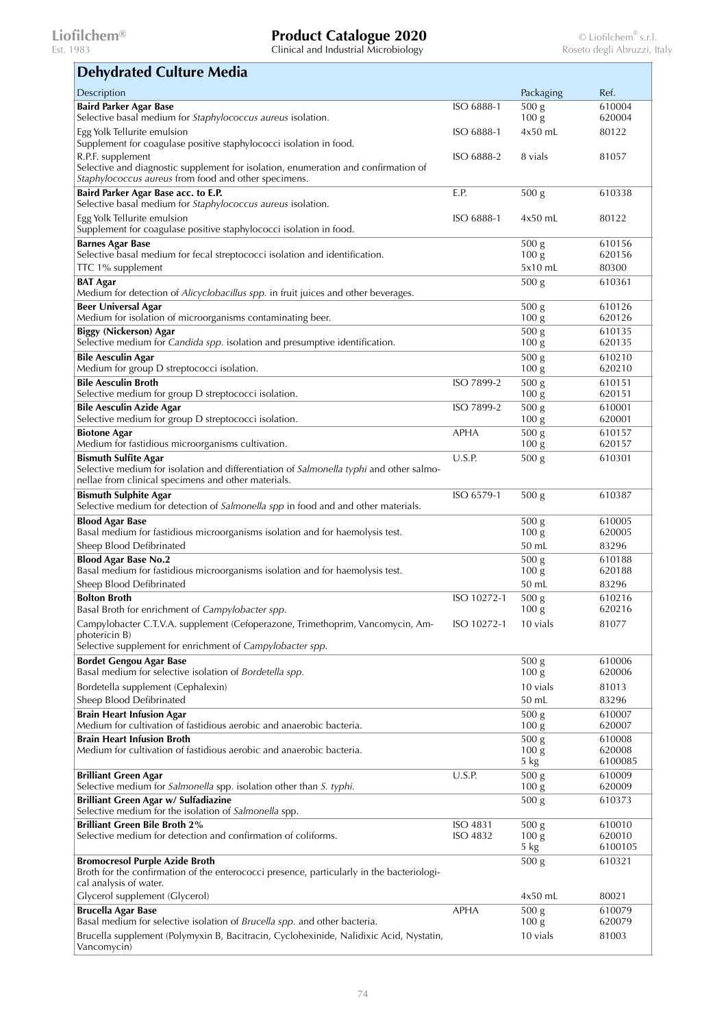## Dehydrated Culture Media

| Description | | Packaging | Ref. |
|---|---|---|---|
| **Baird Parker Agar Base**<br>Selective basal medium for *Staphylococcus aureus* isolation. | ISO 6888-1 | 500 g<br>100 g | 610004<br>620004 |
| Egg Yolk Tellurite emulsion<br>Supplement for coagulase positive staphylococci isolation in food. | ISO 6888-1 | 4x50 mL | 80122 |
| R.P.F. supplement<br>Selective and diagnostic supplement for isolation, enumeration and confirmation of *Staphylococcus aureus* from food and other specimens. | ISO 6888-2 | 8 vials | 81057 |
| **Baird Parker Agar Base acc. to E.P.**<br>Selective basal medium for *Staphylococcus aureus* isolation. | E.P. | 500 g | 610338 |
| Egg Yolk Tellurite emulsion<br>Supplement for coagulase positive staphylococci isolation in food. | ISO 6888-1 | 4x50 mL | 80122 |
| **Barnes Agar Base**<br>Selective basal medium for fecal streptococci isolation and identification. | | 500 g<br>100 g | 610156<br>620156 |
| TTC 1% supplement | | 5x10 mL | 80300 |
| **BAT Agar**<br>Medium for detection of *Alicyclobacillus spp.* in fruit juices and other beverages. | | 500 g | 610361 |
| **Beer Universal Agar**<br>Medium for isolation of microorganisms contaminating beer. | | 500 g<br>100 g | 610126<br>620126 |
| **Biggy (Nickerson) Agar**<br>Selective medium for *Candida spp.* isolation and presumptive identification. | | 500 g<br>100 g | 610135<br>620135 |
| **Bile Aesculin Agar**<br>Medium for group D streptococci isolation. | | 500 g<br>100 g | 610210<br>620210 |
| **Bile Aesculin Broth**<br>Selective medium for group D streptococci isolation. | ISO 7899-2 | 500 g<br>100 g | 610151<br>620151 |
| **Bile Aesculin Azide Agar**<br>Selective medium for group D streptococci isolation. | ISO 7899-2 | 500 g<br>100 g | 610001<br>620001 |
| **Biotone Agar**<br>Medium for fastidious microorganisms cultivation. | APHA | 500 g<br>100 g | 610157<br>620157 |
| **Bismuth Sulfite Agar**<br>Selective medium for isolation and differentiation of *Salmonella typhi* and other salmonellae from clinical specimens and other materials. | U.S.P. | 500 g | 610301 |
| **Bismuth Sulphite Agar**<br>Selective medium for detection of *Salmonella spp* in food and and other materials. | ISO 6579-1 | 500 g | 610387 |
| **Blood Agar Base**<br>Basal medium for fastidious microorganisms isolation and for haemolysis test. | | 500 g<br>100 g | 610005<br>620005 |
| Sheep Blood Defibrinated | | 50 mL | 83296 |
| **Blood Agar Base No.2**<br>Basal medium for fastidious microorganisms isolation and for haemolysis test. | | 500 g<br>100 g | 610188<br>620188 |
| Sheep Blood Defibrinated | | 50 mL | 83296 |
| **Bolton Broth**<br>Basal Broth for enrichment of *Campylobacter spp.* | ISO 10272-1 | 500 g<br>100 g | 610216<br>620216 |
| Campylobacter C.T.V.A. supplement (Cefoperazone, Trimethoprim, Vancomycin, Amphotericin B)<br>Selective supplement for enrichment of *Campylobacter spp.* | ISO 10272-1 | 10 vials | 81077 |
| **Bordet Gengou Agar Base**<br>Basal medium for selective isolation of *Bordetella spp.* | | 500 g<br>100 g | 610006<br>620006 |
| Bordetella supplement (Cephalexin) | | 10 vials | 81013 |
| Sheep Blood Defibrinated | | 50 mL | 83296 |
| **Brain Heart Infusion Agar**<br>Medium for cultivation of fastidious aerobic and anaerobic bacteria. | | 500 g<br>100 g | 610007<br>620007 |
| **Brain Heart Infusion Broth**<br>Medium for cultivation of fastidious aerobic and anaerobic bacteria. | | 500 g<br>100 g<br>5 kg | 610008<br>620008<br>6100085 |
| **Brilliant Green Agar**<br>Selective medium for *Salmonella* spp. isolation other than *S. typhi.* | U.S.P. | 500 g<br>100 g | 610009<br>620009 |
| **Brilliant Green Agar w/ Sulfadiazine**<br>Selective medium for the isolation of *Salmonella* spp. | | 500 g | 610373 |
| **Brilliant Green Bile Broth 2%**<br>Selective medium for detection and confirmation of coliforms. | ISO 4831<br>ISO 4832 | 500 g<br>100 g<br>5 kg | 610010<br>620010<br>6100105 |
| **Bromocresol Purple Azide Broth**<br>Broth for the confirmation of the enterococci presence, particularly in the bacteriological analysis of water. | | 500 g | 610321 |
| Glycerol supplement (Glycerol) | | 4x50 mL | 80021 |
| **Brucella Agar Base**<br>Basal medium for selective isolation of *Brucella spp.* and other bacteria. | APHA | 500 g<br>100 g | 610079<br>620079 |
| Brucella supplement (Polymyxin B, Bacitracin, Cyclohexinide, Nalidixic Acid, Nystatin, Vancomycin) | | 10 vials | 81003 |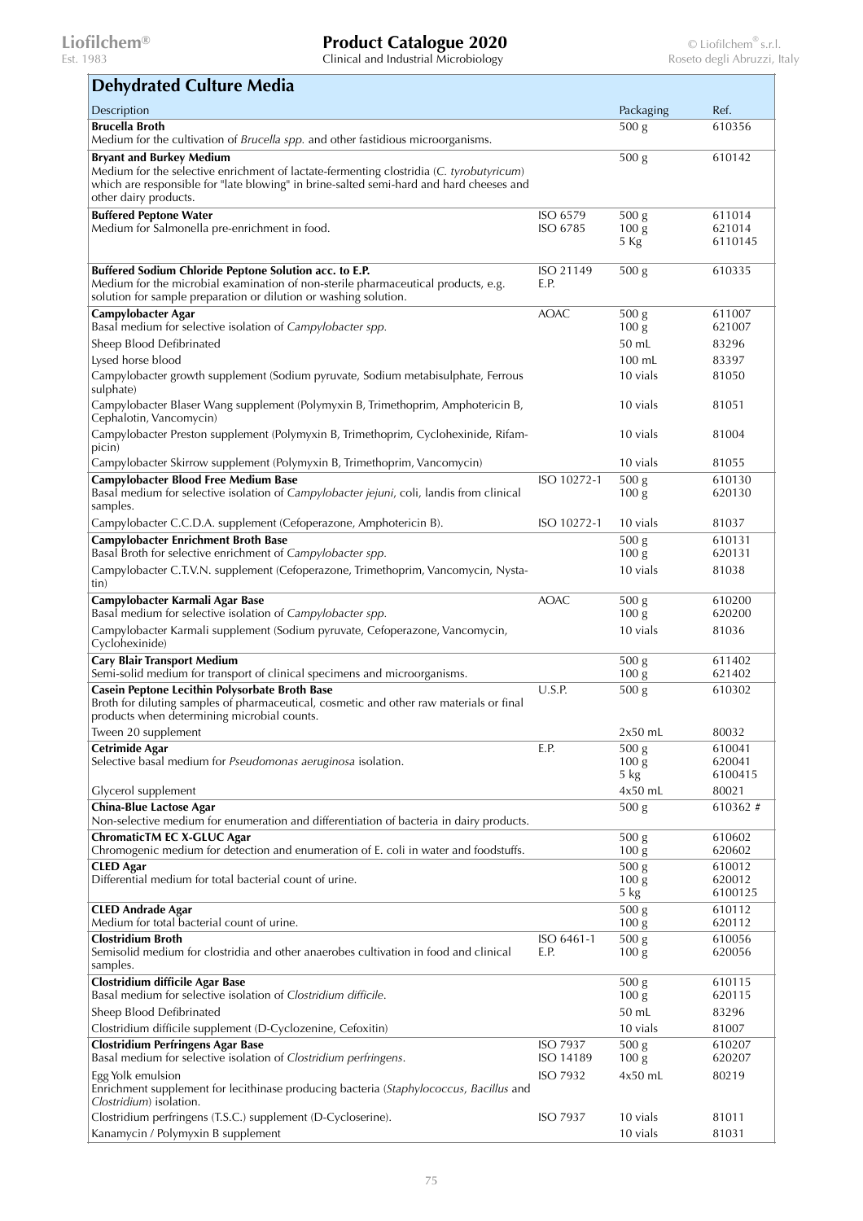## Dehydrated Culture Media

| Description | | Packaging | Ref. |
|---|---|---|---|
| **Brucella Broth**<br>Medium for the cultivation of *Brucella spp.* and other fastidious microorganisms. | | 500 g | 610356 |
| **Bryant and Burkey Medium**<br>Medium for the selective enrichment of lactate-fermenting clostridia (*C. tyrobutyricum*) which are responsible for "late blowing" in brine-salted semi-hard and hard cheeses and other dairy products. | | 500 g | 610142 |
| **Buffered Peptone Water**<br>Medium for Salmonella pre-enrichment in food. | ISO 6579<br>ISO 6785 | 500 g<br>100 g<br>5 Kg | 611014<br>621014<br>6110145 |
| **Buffered Sodium Chloride Peptone Solution acc. to E.P.**<br>Medium for the microbial examination of non-sterile pharmaceutical products, e.g. solution for sample preparation or dilution or washing solution. | ISO 21149<br>E.P. | 500 g | 610335 |
| **Campylobacter Agar**<br>Basal medium for selective isolation of *Campylobacter spp.* | AOAC | 500 g<br>100 g | 611007<br>621007 |
| Sheep Blood Defibrinated | | 50 mL | 83296 |
| Lysed horse blood | | 100 mL | 83397 |
| Campylobacter growth supplement (Sodium pyruvate, Sodium metabisulphate, Ferrous sulphate) | | 10 vials | 81050 |
| Campylobacter Blaser Wang supplement (Polymyxin B, Trimethoprim, Amphotericin B, Cephalotin, Vancomycin) | | 10 vials | 81051 |
| Campylobacter Preston supplement (Polymyxin B, Trimethoprim, Cyclohexinide, Rifampicin) | | 10 vials | 81004 |
| Campylobacter Skirrow supplement (Polymyxin B, Trimethoprim, Vancomycin) | | 10 vials | 81055 |
| **Campylobacter Blood Free Medium Base**<br>Basal medium for selective isolation of *Campylobacter jejuni*, coli, landis from clinical samples. | ISO 10272-1 | 500 g<br>100 g | 610130<br>620130 |
| Campylobacter C.C.D.A. supplement (Cefoperazone, Amphotericin B). | ISO 10272-1 | 10 vials | 81037 |
| **Campylobacter Enrichment Broth Base**<br>Basal Broth for selective enrichment of *Campylobacter spp.* | | 500 g<br>100 g | 610131<br>620131 |
| Campylobacter C.T.V.N. supplement (Cefoperazone, Trimethoprim, Vancomycin, Nystatin) | | 10 vials | 81038 |
| **Campylobacter Karmali Agar Base**<br>Basal medium for selective isolation of *Campylobacter spp.* | AOAC | 500 g<br>100 g | 610200<br>620200 |
| Campylobacter Karmali supplement (Sodium pyruvate, Cefoperazone, Vancomycin, Cyclohexinide) | | 10 vials | 81036 |
| **Cary Blair Transport Medium**<br>Semi-solid medium for transport of clinical specimens and microorganisms. | | 500 g<br>100 g | 611402<br>621402 |
| **Casein Peptone Lecithin Polysorbate Broth Base**<br>Broth for diluting samples of pharmaceutical, cosmetic and other raw materials or final products when determining microbial counts. | U.S.P. | 500 g | 610302 |
| Tween 20 supplement | | 2x50 mL | 80032 |
| **Cetrimide Agar**<br>Selective basal medium for *Pseudomonas aeruginosa* isolation. | E.P. | 500 g<br>100 g<br>5 kg | 610041<br>620041<br>6100415 |
| Glycerol supplement | | 4x50 mL | 80021 |
| **China-Blue Lactose Agar**<br>Non-selective medium for enumeration and differentiation of bacteria in dairy products. | | 500 g | 610362 # |
| **ChromaticTM EC X-GLUC Agar**<br>Chromogenic medium for detection and enumeration of E. coli in water and foodstuffs. | | 500 g<br>100 g | 610602<br>620602 |
| **CLED Agar**<br>Differential medium for total bacterial count of urine. | | 500 g<br>100 g<br>5 kg | 610012<br>620012<br>6100125 |
| **CLED Andrade Agar**<br>Medium for total bacterial count of urine. | | 500 g<br>100 g | 610112<br>620112 |
| **Clostridium Broth**<br>Semisolid medium for clostridia and other anaerobes cultivation in food and clinical samples. | ISO 6461-1<br>E.P. | 500 g<br>100 g | 610056<br>620056 |
| **Clostridium difficile Agar Base**<br>Basal medium for selective isolation of *Clostridium difficile*. | | 500 g<br>100 g | 610115<br>620115 |
| Sheep Blood Defibrinated | | 50 mL | 83296 |
| Clostridium difficile supplement (D-Cyclozenine, Cefoxitin) | | 10 vials | 81007 |
| **Clostridium Perfringens Agar Base**<br>Basal medium for selective isolation of *Clostridium perfringens*. | ISO 7937<br>ISO 14189 | 500 g<br>100 g | 610207<br>620207 |
| Egg Yolk emulsion<br>Enrichment supplement for lecithinase producing bacteria (*Staphylococcus*, *Bacillus* and *Clostridium*) isolation. | ISO 7932 | 4x50 mL | 80219 |
| Clostridium perfringens (T.S.C.) supplement (D-Cycloserine). | ISO 7937 | 10 vials | 81011 |
| Kanamycin / Polymyxin B supplement | | 10 vials | 81031 |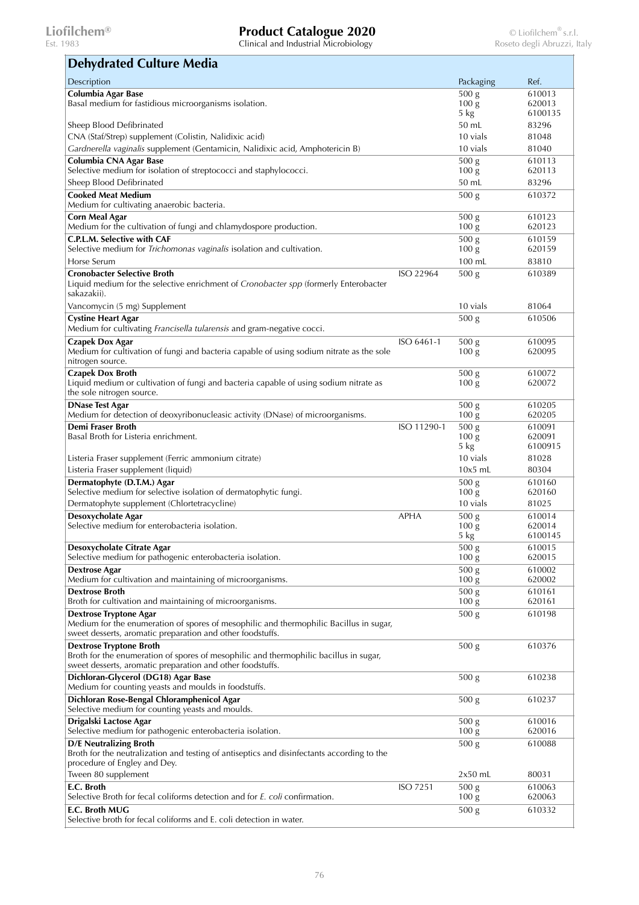## Dehydrated Culture Media

| Description | | Packaging | Ref. |
|---|---|---|---|
| **Columbia Agar Base**<br>Basal medium for fastidious microorganisms isolation. | | 500 g<br>100 g<br>5 kg | 610013<br>620013<br>6100135 |
| Sheep Blood Defibrinated | | 50 mL | 83296 |
| CNA (Staf/Strep) supplement (Colistin, Nalidixic acid) | | 10 vials | 81048 |
| *Gardnerella vaginalis* supplement (Gentamicin, Nalidixic acid, Amphotericin B) | | 10 vials | 81040 |
| **Columbia CNA Agar Base**<br>Selective medium for isolation of streptococci and staphylococci. | | 500 g<br>100 g | 610113<br>620113 |
| Sheep Blood Defibrinated | | 50 mL | 83296 |
| **Cooked Meat Medium**<br>Medium for cultivating anaerobic bacteria. | | 500 g | 610372 |
| **Corn Meal Agar**<br>Medium for the cultivation of fungi and chlamydospore production. | | 500 g<br>100 g | 610123<br>620123 |
| **C.P.L.M. Selective with CAF**<br>Selective medium for *Trichomonas vaginalis* isolation and cultivation. | | 500 g<br>100 g | 610159<br>620159 |
| Horse Serum | | 100 mL | 83810 |
| **Cronobacter Selective Broth**<br>Liquid medium for the selective enrichment of *Cronobacter spp* (formerly Enterobacter sakazakii). | ISO 22964 | 500 g | 610389 |
| Vancomycin (5 mg) Supplement | | 10 vials | 81064 |
| **Cystine Heart Agar**<br>Medium for cultivating *Francisella tularensis* and gram-negative cocci. | | 500 g | 610506 |
| **Czapek Dox Agar**<br>Medium for cultivation of fungi and bacteria capable of using sodium nitrate as the sole nitrogen source. | ISO 6461-1 | 500 g<br>100 g | 610095<br>620095 |
| **Czapek Dox Broth**<br>Liquid medium or cultivation of fungi and bacteria capable of using sodium nitrate as the sole nitrogen source. | | 500 g<br>100 g | 610072<br>620072 |
| **DNase Test Agar**<br>Medium for detection of deoxyribonucleasic activity (DNase) of microorganisms. | | 500 g<br>100 g | 610205<br>620205 |
| **Demi Fraser Broth**<br>Basal Broth for Listeria enrichment. | ISO 11290-1 | 500 g<br>100 g<br>5 kg | 610091<br>620091<br>6100915 |
| Listeria Fraser supplement (Ferric ammonium citrate) | | 10 vials | 81028 |
| Listeria Fraser supplement (liquid) | | 10x5 mL | 80304 |
| **Dermatophyte (D.T.M.) Agar**<br>Selective medium for selective isolation of dermatophytic fungi. | | 500 g<br>100 g | 610160<br>620160 |
| Dermatophyte supplement (Chlortetracycline) | | 10 vials | 81025 |
| **Desoxycholate Agar**<br>Selective medium for enterobacteria isolation. | APHA | 500 g<br>100 g<br>5 kg | 610014<br>620014<br>6100145 |
| **Desoxycholate Citrate Agar**<br>Selective medium for pathogenic enterobacteria isolation. | | 500 g<br>100 g | 610015<br>620015 |
| **Dextrose Agar**<br>Medium for cultivation and maintaining of microorganisms. | | 500 g<br>100 g | 610002<br>620002 |
| **Dextrose Broth**<br>Broth for cultivation and maintaining of microorganisms. | | 500 g<br>100 g | 610161<br>620161 |
| **Dextrose Tryptone Agar**<br>Medium for the enumeration of spores of mesophilic and thermophilic Bacillus in sugar, sweet desserts, aromatic preparation and other foodstuffs. | | 500 g | 610198 |
| **Dextrose Tryptone Broth**<br>Broth for the enumeration of spores of mesophilic and thermophilic bacillus in sugar, sweet desserts, aromatic preparation and other foodstuffs. | | 500 g | 610376 |
| **Dichloran-Glycerol (DG18) Agar Base**<br>Medium for counting yeasts and moulds in foodstuffs. | | 500 g | 610238 |
| **Dichloran Rose-Bengal Chloramphenicol Agar**<br>Selective medium for counting yeasts and moulds. | | 500 g | 610237 |
| **Drigalski Lactose Agar**<br>Selective medium for pathogenic enterobacteria isolation. | | 500 g<br>100 g | 610016<br>620016 |
| **D/E Neutralizing Broth**<br>Broth for the neutralization and testing of antiseptics and disinfectants according to the procedure of Engley and Dey. | | 500 g | 610088 |
| Tween 80 supplement | | 2x50 mL | 80031 |
| **E.C. Broth**<br>Selective Broth for fecal coliforms detection and for *E. coli* confirmation. | ISO 7251 | 500 g<br>100 g | 610063<br>620063 |
| **E.C. Broth MUG**<br>Selective broth for fecal coliforms and E. coli detection in water. | | 500 g | 610332 |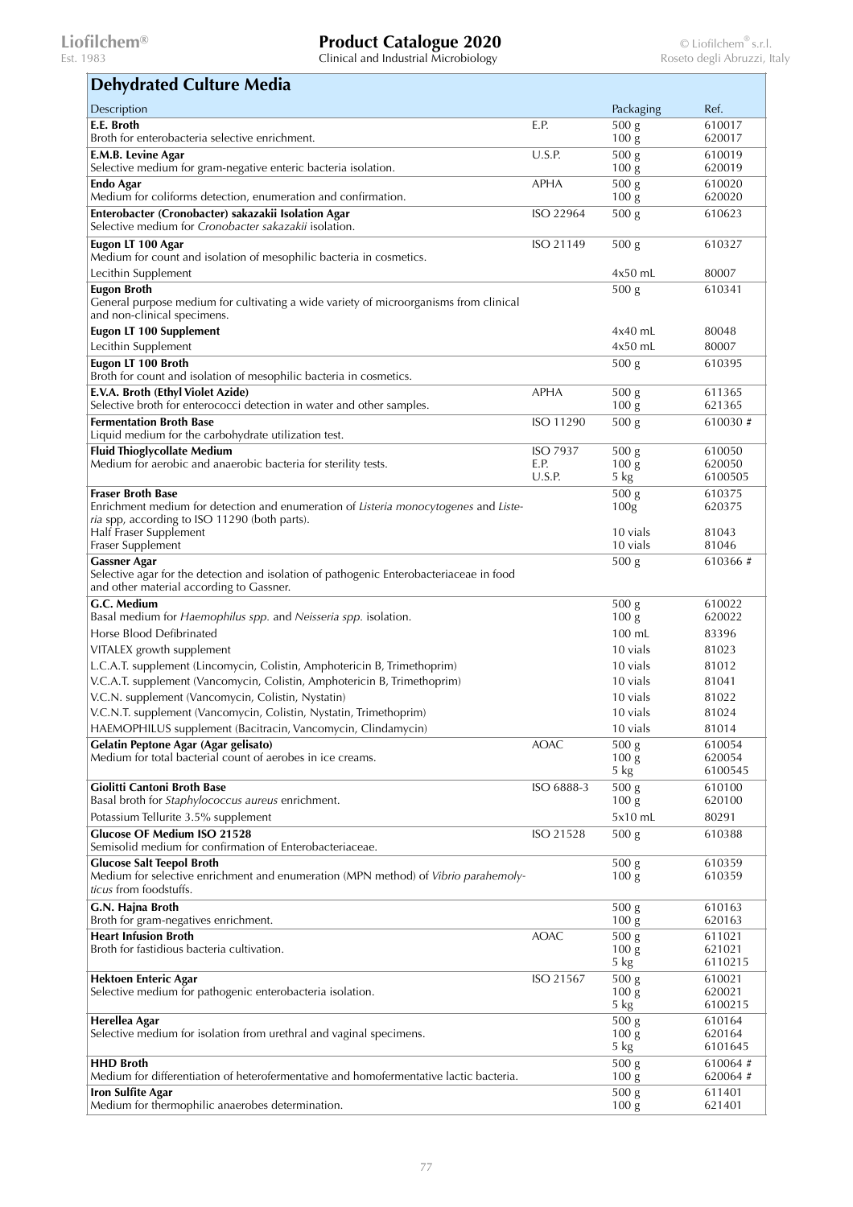## Dehydrated Culture Media

| Description | | Packaging | Ref. |
|---|---|---|---|
| **E.E. Broth**<br>Broth for enterobacteria selective enrichment. | E.P. | 500 g<br>100 g | 610017<br>620017 |
| **E.M.B. Levine Agar**<br>Selective medium for gram-negative enteric bacteria isolation. | U.S.P. | 500 g<br>100 g | 610019<br>620019 |
| **Endo Agar**<br>Medium for coliforms detection, enumeration and confirmation. | APHA | 500 g<br>100 g | 610020<br>620020 |
| **Enterobacter (Cronobacter) sakazakii Isolation Agar**<br>Selective medium for *Cronobacter sakazakii* isolation. | ISO 22964 | 500 g | 610623 |
| **Eugon LT 100 Agar**<br>Medium for count and isolation of mesophilic bacteria in cosmetics. | ISO 21149 | 500 g | 610327 |
| Lecithin Supplement | | 4x50 mL | 80007 |
| **Eugon Broth**<br>General purpose medium for cultivating a wide variety of microorganisms from clinical and non-clinical specimens. | | 500 g | 610341 |
| **Eugon LT 100 Supplement** | | 4x40 mL | 80048 |
| Lecithin Supplement | | 4x50 mL | 80007 |
| **Eugon LT 100 Broth**<br>Broth for count and isolation of mesophilic bacteria in cosmetics. | | 500 g | 610395 |
| **E.V.A. Broth (Ethyl Violet Azide)**<br>Selective broth for enterococci detection in water and other samples. | APHA | 500 g<br>100 g | 611365<br>621365 |
| **Fermentation Broth Base**<br>Liquid medium for the carbohydrate utilization test. | ISO 11290 | 500 g | 610030 # |
| **Fluid Thioglycollate Medium**<br>Medium for aerobic and anaerobic bacteria for sterility tests. | ISO 7937<br>E.P.<br>U.S.P. | 500 g<br>100 g<br>5 kg | 610050<br>620050<br>6100505 |
| **Fraser Broth Base**<br>Enrichment medium for detection and enumeration of *Listeria monocytogenes* and *Listeria* spp, according to ISO 11290 (both parts). | | 500 g<br>100g | 610375<br>620375 |
| Half Fraser Supplement | | 10 vials | 81043 |
| Fraser Supplement | | 10 vials | 81046 |
| **Gassner Agar**<br>Selective agar for the detection and isolation of pathogenic Enterobacteriaceae in food and other material according to Gassner. | | 500 g | 610366 # |
| **G.C. Medium**<br>Basal medium for *Haemophilus spp.* and *Neisseria spp.* isolation. | | 500 g<br>100 g | 610022<br>620022 |
| Horse Blood Defibrinated | | 100 mL | 83396 |
| VITALEX growth supplement | | 10 vials | 81023 |
| L.C.A.T. supplement (Lincomycin, Colistin, Amphotericin B, Trimethoprim) | | 10 vials | 81012 |
| V.C.A.T. supplement (Vancomycin, Colistin, Amphotericin B, Trimethoprim) | | 10 vials | 81041 |
| V.C.N. supplement (Vancomycin, Colistin, Nystatin) | | 10 vials | 81022 |
| V.C.N.T. supplement (Vancomycin, Colistin, Nystatin, Trimethoprim) | | 10 vials | 81024 |
| HAEMOPHILUS supplement (Bacitracin, Vancomycin, Clindamycin) | | 10 vials | 81014 |
| **Gelatin Peptone Agar (Agar gelisato)**<br>Medium for total bacterial count of aerobes in ice creams. | AOAC | 500 g<br>100 g<br>5 kg | 610054<br>620054<br>6100545 |
| **Giolitti Cantoni Broth Base**<br>Basal broth for *Staphylococcus aureus* enrichment. | ISO 6888-3 | 500 g<br>100 g | 610100<br>620100 |
| Potassium Tellurite 3.5% supplement | | 5x10 mL | 80291 |
| **Glucose OF Medium ISO 21528**<br>Semisolid medium for confirmation of Enterobacteriaceae. | ISO 21528 | 500 g | 610388 |
| **Glucose Salt Teepol Broth**<br>Medium for selective enrichment and enumeration (MPN method) of *Vibrio parahemolyticus* from foodstuffs. | | 500 g<br>100 g | 610359<br>610359 |
| **G.N. Hajna Broth**<br>Broth for gram-negatives enrichment. | | 500 g<br>100 g | 610163<br>620163 |
| **Heart Infusion Broth**<br>Broth for fastidious bacteria cultivation. | AOAC | 500 g<br>100 g<br>5 kg | 611021<br>621021<br>6110215 |
| **Hektoen Enteric Agar**<br>Selective medium for pathogenic enterobacteria isolation. | ISO 21567 | 500 g<br>100 g<br>5 kg | 610021<br>620021<br>6100215 |
| **Herellea Agar**<br>Selective medium for isolation from urethral and vaginal specimens. | | 500 g<br>100 g<br>5 kg | 610164<br>620164<br>6101645 |
| **HHD Broth**<br>Medium for differentiation of heterofermentative and homofermentative lactic bacteria. | | 500 g<br>100 g | 610064 #<br>620064 # |
| **Iron Sulfite Agar**<br>Medium for thermophilic anaerobes determination. | | 500 g<br>100 g | 611401<br>621401 |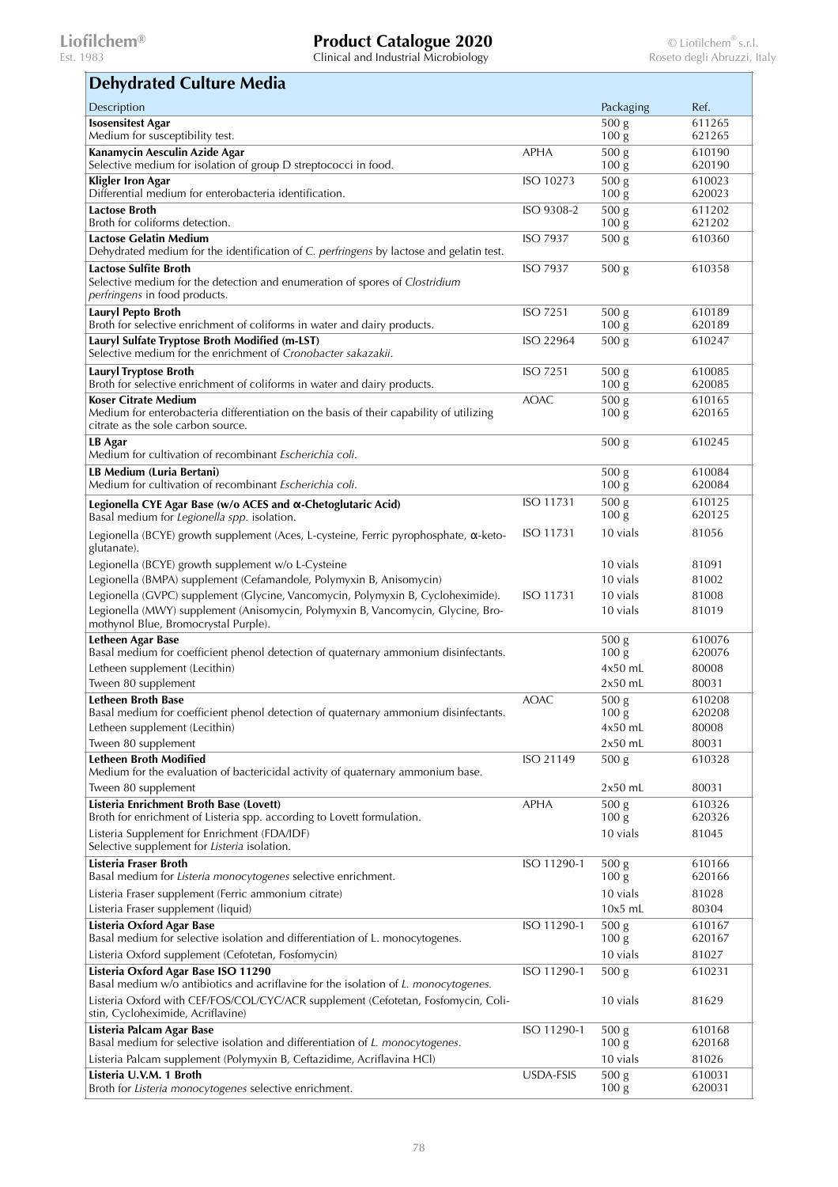## Dehydrated Culture Media

| Description | | Packaging | Ref. |
|---|---|---|---|
| **Isosensitest Agar**<br>Medium for susceptibility test. | | 500 g<br>100 g | 611265<br>621265 |
| **Kanamycin Aesculin Azide Agar**<br>Selective medium for isolation of group D streptococci in food. | APHA | 500 g<br>100 g | 610190<br>620190 |
| **Kligler Iron Agar**<br>Differential medium for enterobacteria identification. | ISO 10273 | 500 g<br>100 g | 610023<br>620023 |
| **Lactose Broth**<br>Broth for coliforms detection. | ISO 9308-2 | 500 g<br>100 g | 611202<br>621202 |
| **Lactose Gelatin Medium**<br>Dehydrated medium for the identification of *C. perfringens* by lactose and gelatin test. | ISO 7937 | 500 g | 610360 |
| **Lactose Sulfite Broth**<br>Selective medium for the detection and enumeration of spores of *Clostridium perfringens* in food products. | ISO 7937 | 500 g | 610358 |
| **Lauryl Pepto Broth**<br>Broth for selective enrichment of coliforms in water and dairy products. | ISO 7251 | 500 g<br>100 g | 610189<br>620189 |
| **Lauryl Sulfate Tryptose Broth Modified (m-LST)**<br>Selective medium for the enrichment of *Cronobacter sakazakii*. | ISO 22964 | 500 g | 610247 |
| **Lauryl Tryptose Broth**<br>Broth for selective enrichment of coliforms in water and dairy products. | ISO 7251 | 500 g<br>100 g | 610085<br>620085 |
| **Koser Citrate Medium**<br>Medium for enterobacteria differentiation on the basis of their capability of utilizing citrate as the sole carbon source. | AOAC | 500 g<br>100 g | 610165<br>620165 |
| **LB Agar**<br>Medium for cultivation of recombinant *Escherichia coli*. | | 500 g | 610245 |
| **LB Medium (Luria Bertani)**<br>Medium for cultivation of recombinant *Escherichia coli*. | | 500 g<br>100 g | 610084<br>620084 |
| **Legionella CYE Agar Base (w/o ACES and α-Chetoglutaric Acid)**<br>Basal medium for *Legionella spp.* isolation. | ISO 11731 | 500 g<br>100 g | 610125<br>620125 |
| Legionella (BCYE) growth supplement (Aces, L-cysteine, Ferric pyrophosphate, α-keto-glutanate). | ISO 11731 | 10 vials | 81056 |
| Legionella (BCYE) growth supplement w/o L-Cysteine | | 10 vials | 81091 |
| Legionella (BMPA) supplement (Cefamandole, Polymyxin B, Anisomycin) | | 10 vials | 81002 |
| Legionella (GVPC) supplement (Glycine, Vancomycin, Polymyxin B, Cycloheximide). | ISO 11731 | 10 vials | 81008 |
| Legionella (MWY) supplement (Anisomycin, Polymyxin B, Vancomycin, Glycine, Bromothynol Blue, Bromocrystal Purple). | | 10 vials | 81019 |
| **Letheen Agar Base**<br>Basal medium for coefficient phenol detection of quaternary ammonium disinfectants. | | 500 g<br>100 g | 610076<br>620076 |
| Letheen supplement (Lecithin) | | 4x50 mL | 80008 |
| Tween 80 supplement | | 2x50 mL | 80031 |
| **Letheen Broth Base**<br>Basal medium for coefficient phenol detection of quaternary ammonium disinfectants. | AOAC | 500 g<br>100 g | 610208<br>620208 |
| Letheen supplement (Lecithin) | | 4x50 mL | 80008 |
| Tween 80 supplement | | 2x50 mL | 80031 |
| **Letheen Broth Modified**<br>Medium for the evaluation of bactericidal activity of quaternary ammonium base. | ISO 21149 | 500 g | 610328 |
| Tween 80 supplement | | 2x50 mL | 80031 |
| **Listeria Enrichment Broth Base (Lovett)**<br>Broth for enrichment of Listeria spp. according to Lovett formulation. | APHA | 500 g<br>100 g | 610326<br>620326 |
| Listeria Supplement for Enrichment (FDA/IDF)<br>Selective supplement for *Listeria* isolation. | | 10 vials | 81045 |
| **Listeria Fraser Broth**<br>Basal medium for *Listeria monocytogenes* selective enrichment. | ISO 11290-1 | 500 g<br>100 g | 610166<br>620166 |
| Listeria Fraser supplement (Ferric ammonium citrate) | | 10 vials | 81028 |
| Listeria Fraser supplement (liquid) | | 10x5 mL | 80304 |
| **Listeria Oxford Agar Base**<br>Basal medium for selective isolation and differentiation of L. monocytogenes. | ISO 11290-1 | 500 g<br>100 g | 610167<br>620167 |
| Listeria Oxford supplement (Cefotetan, Fosfomycin) | | 10 vials | 81027 |
| **Listeria Oxford Agar Base ISO 11290**<br>Basal medium w/o antibiotics and acriflavine for the isolation of *L. monocytogenes.* | ISO 11290-1 | 500 g | 610231 |
| Listeria Oxford with CEF/FOS/COL/CYC/ACR supplement (Cefotetan, Fosfomycin, Colistin, Cycloheximide, Acriflavine) | | 10 vials | 81629 |
| **Listeria Palcam Agar Base**<br>Basal medium for selective isolation and differentiation of *L. monocytogenes*. | ISO 11290-1 | 500 g<br>100 g | 610168<br>620168 |
| Listeria Palcam supplement (Polymyxin B, Ceftazidime, Acriflavina HCl) | | 10 vials | 81026 |
| **Listeria U.V.M. 1 Broth**<br>Broth for *Listeria monocytogenes* selective enrichment. | USDA-FSIS | 500 g<br>100 g | 610031<br>620031 |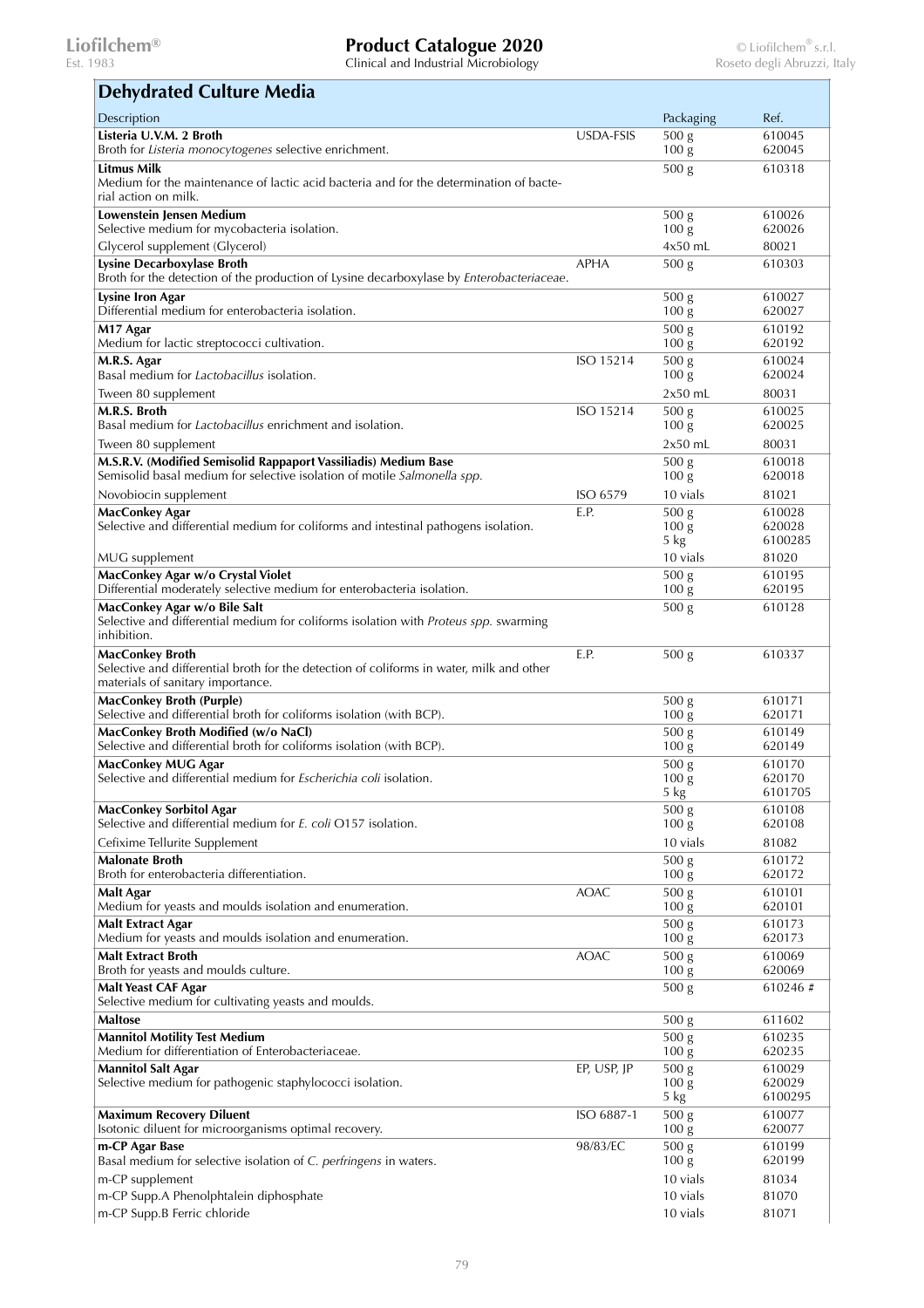## Dehydrated Culture Media

| Description | | Packaging | Ref. |
|---|---|---|---|
| **Listeria U.V.M. 2 Broth**<br>Broth for *Listeria monocytogenes* selective enrichment. | USDA-FSIS | 500 g<br>100 g | 610045<br>620045 |
| **Litmus Milk**<br>Medium for the maintenance of lactic acid bacteria and for the determination of bacterial action on milk. | | 500 g | 610318 |
| **Lowenstein Jensen Medium**<br>Selective medium for mycobacteria isolation. | | 500 g<br>100 g | 610026<br>620026 |
| Glycerol supplement (Glycerol) | | 4x50 mL | 80021 |
| **Lysine Decarboxylase Broth**<br>Broth for the detection of the production of Lysine decarboxylase by *Enterobacteriaceae*. | APHA | 500 g | 610303 |
| **Lysine Iron Agar**<br>Differential medium for enterobacteria isolation. | | 500 g<br>100 g | 610027<br>620027 |
| **M17 Agar**<br>Medium for lactic streptococci cultivation. | | 500 g<br>100 g | 610192<br>620192 |
| **M.R.S. Agar**<br>Basal medium for *Lactobacillus* isolation. | ISO 15214 | 500 g<br>100 g | 610024<br>620024 |
| Tween 80 supplement | | 2x50 mL | 80031 |
| **M.R.S. Broth**<br>Basal medium for *Lactobacillus* enrichment and isolation. | ISO 15214 | 500 g<br>100 g | 610025<br>620025 |
| Tween 80 supplement | | 2x50 mL | 80031 |
| **M.S.R.V. (Modified Semisolid Rappaport Vassiliadis) Medium Base**<br>Semisolid basal medium for selective isolation of motile *Salmonella spp.* | | 500 g<br>100 g | 610018<br>620018 |
| Novobiocin supplement | ISO 6579 | 10 vials | 81021 |
| **MacConkey Agar**<br>Selective and differential medium for coliforms and intestinal pathogens isolation. | E.P. | 500 g<br>100 g<br>5 kg | 610028<br>620028<br>6100285 |
| MUG supplement | | 10 vials | 81020 |
| **MacConkey Agar w/o Crystal Violet**<br>Differential moderately selective medium for enterobacteria isolation. | | 500 g<br>100 g | 610195<br>620195 |
| **MacConkey Agar w/o Bile Salt**<br>Selective and differential medium for coliforms isolation with *Proteus spp.* swarming inhibition. | | 500 g | 610128 |
| **MacConkey Broth**<br>Selective and differential broth for the detection of coliforms in water, milk and other materials of sanitary importance. | E.P. | 500 g | 610337 |
| **MacConkey Broth (Purple)**<br>Selective and differential broth for coliforms isolation (with BCP). | | 500 g<br>100 g | 610171<br>620171 |
| **MacConkey Broth Modified (w/o NaCl)**<br>Selective and differential broth for coliforms isolation (with BCP). | | 500 g<br>100 g | 610149<br>620149 |
| **MacConkey MUG Agar**<br>Selective and differential medium for *Escherichia coli* isolation. | | 500 g<br>100 g<br>5 kg | 610170<br>620170<br>6101705 |
| **MacConkey Sorbitol Agar**<br>Selective and differential medium for *E. coli* O157 isolation. | | 500 g<br>100 g | 610108<br>620108 |
| Cefixime Tellurite Supplement | | 10 vials | 81082 |
| **Malonate Broth**<br>Broth for enterobacteria differentiation. | | 500 g<br>100 g | 610172<br>620172 |
| **Malt Agar**<br>Medium for yeasts and moulds isolation and enumeration. | AOAC | 500 g<br>100 g | 610101<br>620101 |
| **Malt Extract Agar**<br>Medium for yeasts and moulds isolation and enumeration. | | 500 g<br>100 g | 610173<br>620173 |
| **Malt Extract Broth**<br>Broth for yeasts and moulds culture. | AOAC | 500 g<br>100 g | 610069<br>620069 |
| **Malt Yeast CAF Agar**<br>Selective medium for cultivating yeasts and moulds. | | 500 g | 610246 # |
| **Maltose** | | 500 g | 611602 |
| **Mannitol Motility Test Medium**<br>Medium for differentiation of Enterobacteriaceae. | | 500 g<br>100 g | 610235<br>620235 |
| **Mannitol Salt Agar**<br>Selective medium for pathogenic staphylococci isolation. | EP, USP, JP | 500 g<br>100 g<br>5 kg | 610029<br>620029<br>6100295 |
| **Maximum Recovery Diluent**<br>Isotonic diluent for microorganisms optimal recovery. | ISO 6887-1 | 500 g<br>100 g | 610077<br>620077 |
| **m-CP Agar Base**<br>Basal medium for selective isolation of *C. perfringens* in waters. | 98/83/EC | 500 g<br>100 g | 610199<br>620199 |
| m-CP supplement | | 10 vials | 81034 |
| m-CP Supp.A Phenolphtalein diphosphate | | 10 vials | 81070 |
| m-CP Supp.B Ferric chloride | | 10 vials | 81071 |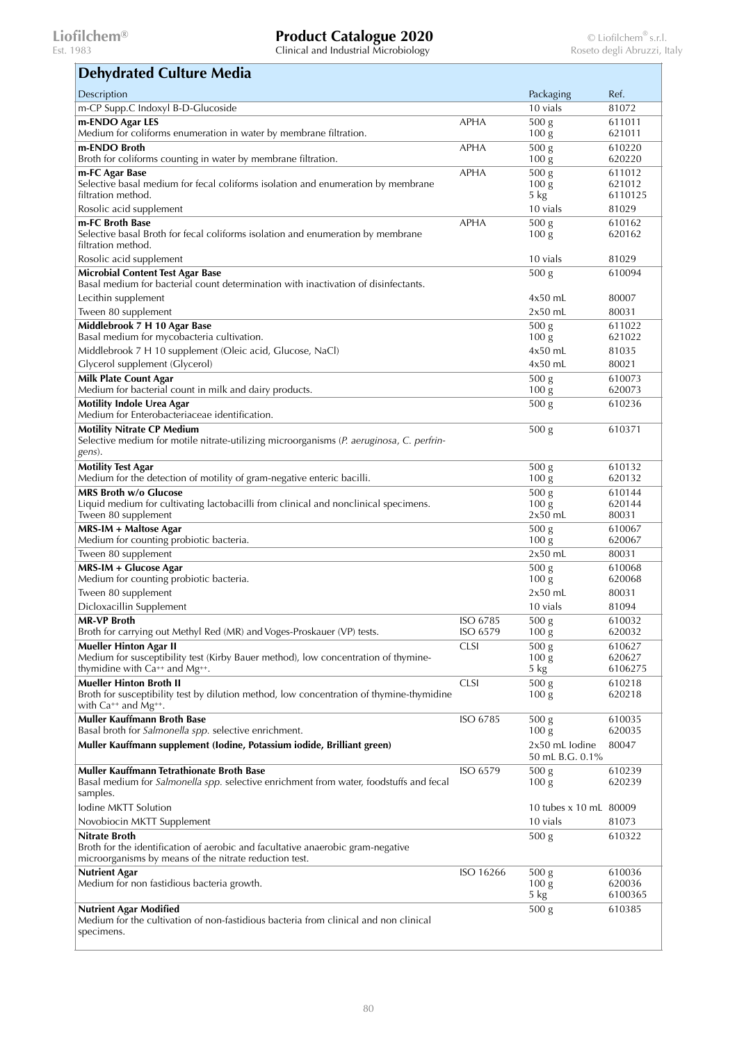## Dehydrated Culture Media

| Description | | Packaging | Ref. |
|---|---|---|---|
| m-CP Supp.C Indoxyl B-D-Glucoside | | 10 vials | 81072 |
| **m-ENDO Agar LES**<br>Medium for coliforms enumeration in water by membrane filtration. | APHA | 500 g<br>100 g | 611011<br>621011 |
| **m-ENDO Broth**<br>Broth for coliforms counting in water by membrane filtration. | APHA | 500 g<br>100 g | 610220<br>620220 |
| **m-FC Agar Base**<br>Selective basal medium for fecal coliforms isolation and enumeration by membrane filtration method. | APHA | 500 g<br>100 g<br>5 kg | 611012<br>621012<br>6110125 |
| Rosolic acid supplement | | 10 vials | 81029 |
| **m-FC Broth Base**<br>Selective basal Broth for fecal coliforms isolation and enumeration by membrane filtration method. | APHA | 500 g<br>100 g | 610162<br>620162 |
| Rosolic acid supplement | | 10 vials | 81029 |
| **Microbial Content Test Agar Base**<br>Basal medium for bacterial count determination with inactivation of disinfectants. | | 500 g | 610094 |
| Lecithin supplement | | 4x50 mL | 80007 |
| Tween 80 supplement | | 2x50 mL | 80031 |
| **Middlebrook 7 H 10 Agar Base**<br>Basal medium for mycobacteria cultivation. | | 500 g<br>100 g | 611022<br>621022 |
| Middlebrook 7 H 10 supplement (Oleic acid, Glucose, NaCl) | | 4x50 mL | 81035 |
| Glycerol supplement (Glycerol) | | 4x50 mL | 80021 |
| **Milk Plate Count Agar**<br>Medium for bacterial count in milk and dairy products. | | 500 g<br>100 g | 610073<br>620073 |
| **Motility Indole Urea Agar**<br>Medium for Enterobacteriaceae identification. | | 500 g | 610236 |
| **Motility Nitrate CP Medium**<br>Selective medium for motile nitrate-utilizing microorganisms (*P. aeruginosa*, *C. perfringens*). | | 500 g | 610371 |
| **Motility Test Agar**<br>Medium for the detection of motility of gram-negative enteric bacilli. | | 500 g<br>100 g | 610132<br>620132 |
| **MRS Broth w/o Glucose**<br>Liquid medium for cultivating lactobacilli from clinical and nonclinical specimens.<br>Tween 80 supplement | | 500 g<br>100 g<br>2x50 mL | 610144<br>620144<br>80031 |
| **MRS-IM + Maltose Agar**<br>Medium for counting probiotic bacteria. | | 500 g<br>100 g | 610067<br>620067 |
| Tween 80 supplement | | 2x50 mL | 80031 |
| **MRS-IM + Glucose Agar**<br>Medium for counting probiotic bacteria. | | 500 g<br>100 g | 610068<br>620068 |
| Tween 80 supplement | | 2x50 mL | 80031 |
| Dicloxacillin Supplement | | 10 vials | 81094 |
| **MR-VP Broth**<br>Broth for carrying out Methyl Red (MR) and Voges-Proskauer (VP) tests. | ISO 6785<br>ISO 6579 | 500 g<br>100 g | 610032<br>620032 |
| **Mueller Hinton Agar II**<br>Medium for susceptibility test (Kirby Bauer method), low concentration of thymine-thymidine with $Ca^{++}$ and $Mg^{++}$. | CLSI | 500 g<br>100 g<br>5 kg | 610627<br>620627<br>6106275 |
| **Mueller Hinton Broth II**<br>Broth for susceptibility test by dilution method, low concentration of thymine-thymidine with $Ca^{++}$ and $Mg^{++}$. | CLSI | 500 g<br>100 g | 610218<br>620218 |
| **Muller Kauffmann Broth Base**<br>Basal broth for *Salmonella spp.* selective enrichment. | ISO 6785 | 500 g<br>100 g | 610035<br>620035 |
| **Muller Kauffmann supplement (Iodine, Potassium iodide, Brilliant green)** | | 2x50 mL Iodine<br>50 mL B.G. 0.1% | 80047 |
| **Muller Kauffmann Tetrathionate Broth Base**<br>Basal medium for *Salmonella spp.* selective enrichment from water, foodstuffs and fecal samples. | ISO 6579 | 500 g<br>100 g | 610239<br>620239 |
| Iodine MKTT Solution | | 10 tubes x 10 mL | 80009 |
| Novobiocin MKTT Supplement | | 10 vials | 81073 |
| **Nitrate Broth**<br>Broth for the identification of aerobic and facultative anaerobic gram-negative microorganisms by means of the nitrate reduction test. | | 500 g | 610322 |
| **Nutrient Agar**<br>Medium for non fastidious bacteria growth. | ISO 16266 | 500 g<br>100 g<br>5 kg | 610036<br>620036<br>6100365 |
| **Nutrient Agar Modified**<br>Medium for the cultivation of non-fastidious bacteria from clinical and non clinical specimens. | | 500 g | 610385 |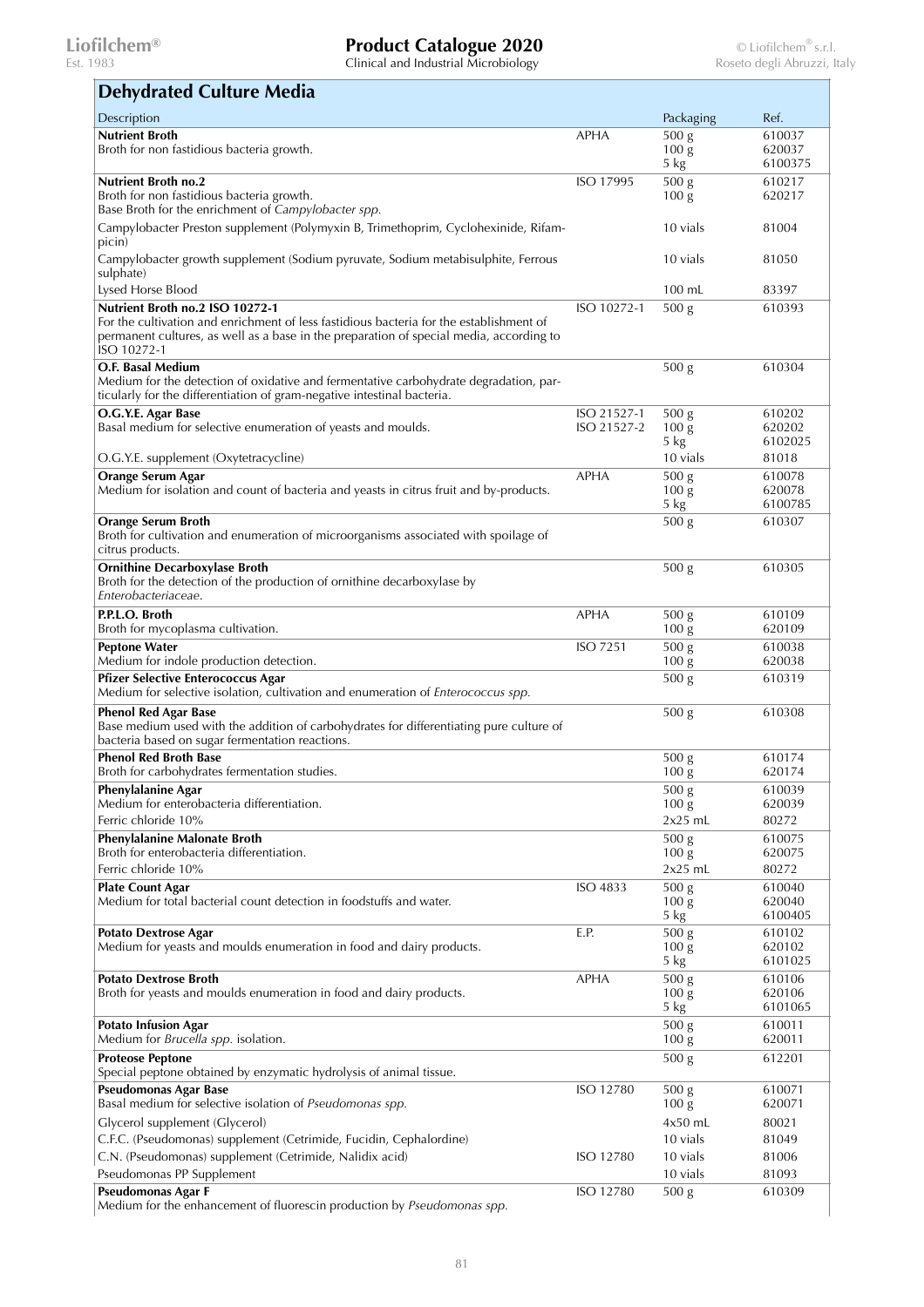## Dehydrated Culture Media

| Description | | Packaging | Ref. |
|---|---|---|---|
| **Nutrient Broth**<br>Broth for non fastidious bacteria growth. | APHA | 500 g<br>100 g<br>5 kg | 610037<br>620037<br>6100375 |
| **Nutrient Broth no.2**<br>Broth for non fastidious bacteria growth.<br>Base Broth for the enrichment of *Campylobacter spp.* | ISO 17995 | 500 g<br>100 g | 610217<br>620217 |
| Campylobacter Preston supplement (Polymyxin B, Trimethoprim, Cyclohexinide, Rifampicin) | | 10 vials | 81004 |
| Campylobacter growth supplement (Sodium pyruvate, Sodium metabisulphite, Ferrous sulphate) | | 10 vials | 81050 |
| Lysed Horse Blood | | 100 mL | 83397 |
| **Nutrient Broth no.2 ISO 10272-1**<br>For the cultivation and enrichment of less fastidious bacteria for the establishment of permanent cultures, as well as a base in the preparation of special media, according to ISO 10272-1 | ISO 10272-1 | 500 g | 610393 |
| **O.F. Basal Medium**<br>Medium for the detection of oxidative and fermentative carbohydrate degradation, particularly for the differentiation of gram-negative intestinal bacteria. | | 500 g | 610304 |
| **O.G.Y.E. Agar Base**<br>Basal medium for selective enumeration of yeasts and moulds. | ISO 21527-1<br>ISO 21527-2 | 500 g<br>100 g<br>5 kg | 610202<br>620202<br>6102025 |
| O.G.Y.E. supplement (Oxytetracycline) | | 10 vials | 81018 |
| **Orange Serum Agar**<br>Medium for isolation and count of bacteria and yeasts in citrus fruit and by-products. | APHA | 500 g<br>100 g<br>5 kg | 610078<br>620078<br>6100785 |
| **Orange Serum Broth**<br>Broth for cultivation and enumeration of microorganisms associated with spoilage of citrus products. | | 500 g | 610307 |
| **Ornithine Decarboxylase Broth**<br>Broth for the detection of the production of ornithine decarboxylase by *Enterobacteriaceae*. | | 500 g | 610305 |
| **P.P.L.O. Broth**<br>Broth for mycoplasma cultivation. | APHA | 500 g<br>100 g | 610109<br>620109 |
| **Peptone Water**<br>Medium for indole production detection. | ISO 7251 | 500 g<br>100 g | 610038<br>620038 |
| **Pfizer Selective Enterococcus Agar**<br>Medium for selective isolation, cultivation and enumeration of *Enterococcus spp.* | | 500 g | 610319 |
| **Phenol Red Agar Base**<br>Base medium used with the addition of carbohydrates for differentiating pure culture of bacteria based on sugar fermentation reactions. | | 500 g | 610308 |
| **Phenol Red Broth Base**<br>Broth for carbohydrates fermentation studies. | | 500 g<br>100 g | 610174<br>620174 |
| **Phenylalanine Agar**<br>Medium for enterobacteria differentiation. | | 500 g<br>100 g | 610039<br>620039 |
| Ferric chloride 10% | | 2x25 mL | 80272 |
| **Phenylalanine Malonate Broth**<br>Broth for enterobacteria differentiation. | | 500 g<br>100 g | 610075<br>620075 |
| Ferric chloride 10% | | 2x25 mL | 80272 |
| **Plate Count Agar**<br>Medium for total bacterial count detection in foodstuffs and water. | ISO 4833 | 500 g<br>100 g<br>5 kg | 610040<br>620040<br>6100405 |
| **Potato Dextrose Agar**<br>Medium for yeasts and moulds enumeration in food and dairy products. | E.P. | 500 g<br>100 g<br>5 kg | 610102<br>620102<br>6101025 |
| **Potato Dextrose Broth**<br>Broth for yeasts and moulds enumeration in food and dairy products. | APHA | 500 g<br>100 g<br>5 kg | 610106<br>620106<br>6101065 |
| **Potato Infusion Agar**<br>Medium for *Brucella spp.* isolation. | | 500 g<br>100 g | 610011<br>620011 |
| **Proteose Peptone**<br>Special peptone obtained by enzymatic hydrolysis of animal tissue. | | 500 g | 612201 |
| **Pseudomonas Agar Base**<br>Basal medium for selective isolation of *Pseudomonas spp.* | ISO 12780 | 500 g<br>100 g | 610071<br>620071 |
| Glycerol supplement (Glycerol) | | 4x50 mL | 80021 |
| C.F.C. (Pseudomonas) supplement (Cetrimide, Fucidin, Cephalordine) | | 10 vials | 81049 |
| C.N. (Pseudomonas) supplement (Cetrimide, Nalidix acid) | ISO 12780 | 10 vials | 81006 |
| Pseudomonas PP Supplement | | 10 vials | 81093 |
| **Pseudomonas Agar F**<br>Medium for the enhancement of fluorescin production by *Pseudomonas spp.* | ISO 12780 | 500 g | 610309 |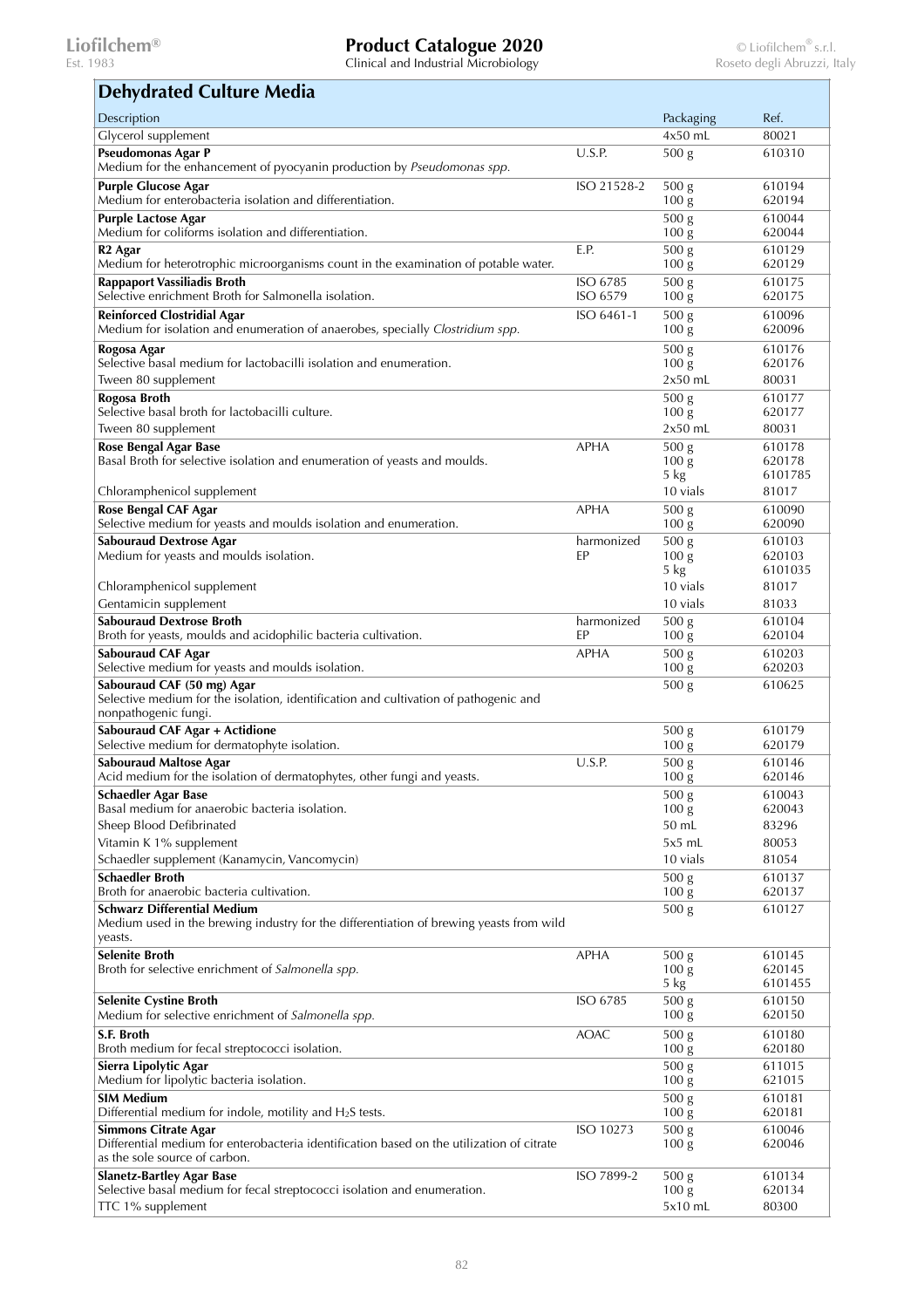## Dehydrated Culture Media

| Description | | Packaging | Ref. |
|---|---|---|---|
| Glycerol supplement | | 4x50 mL | 80021 |
| **Pseudomonas Agar P**<br>Medium for the enhancement of pyocyanin production by *Pseudomonas spp.* | U.S.P. | 500 g | 610310 |
| **Purple Glucose Agar**<br>Medium for enterobacteria isolation and differentiation. | ISO 21528-2 | 500 g<br>100 g | 610194<br>620194 |
| **Purple Lactose Agar**<br>Medium for coliforms isolation and differentiation. | | 500 g<br>100 g | 610044<br>620044 |
| **R2 Agar**<br>Medium for heterotrophic microorganisms count in the examination of potable water. | E.P. | 500 g<br>100 g | 610129<br>620129 |
| **Rappaport Vassiliadis Broth**<br>Selective enrichment Broth for Salmonella isolation. | ISO 6785<br>ISO 6579 | 500 g<br>100 g | 610175<br>620175 |
| **Reinforced Clostridial Agar**<br>Medium for isolation and enumeration of anaerobes, specially *Clostridium spp.* | ISO 6461-1 | 500 g<br>100 g | 610096<br>620096 |
| **Rogosa Agar**<br>Selective basal medium for lactobacilli isolation and enumeration. | | 500 g<br>100 g | 610176<br>620176 |
| Tween 80 supplement | | 2x50 mL | 80031 |
| **Rogosa Broth**<br>Selective basal broth for lactobacilli culture. | | 500 g<br>100 g | 610177<br>620177 |
| Tween 80 supplement | | 2x50 mL | 80031 |
| **Rose Bengal Agar Base**<br>Basal Broth for selective isolation and enumeration of yeasts and moulds. | APHA | 500 g<br>100 g<br>5 kg | 610178<br>620178<br>6101785 |
| Chloramphenicol supplement | | 10 vials | 81017 |
| **Rose Bengal CAF Agar**<br>Selective medium for yeasts and moulds isolation and enumeration. | APHA | 500 g<br>100 g | 610090<br>620090 |
| **Sabouraud Dextrose Agar**<br>Medium for yeasts and moulds isolation. | harmonized EP | 500 g<br>100 g<br>5 kg | 610103<br>620103<br>6101035 |
| Chloramphenicol supplement | | 10 vials | 81017 |
| Gentamicin supplement | | 10 vials | 81033 |
| **Sabouraud Dextrose Broth**<br>Broth for yeasts, moulds and acidophilic bacteria cultivation. | harmonized EP | 500 g<br>100 g | 610104<br>620104 |
| **Sabouraud CAF Agar**<br>Selective medium for yeasts and moulds isolation. | APHA | 500 g<br>100 g | 610203<br>620203 |
| **Sabouraud CAF (50 mg) Agar**<br>Selective medium for the isolation, identification and cultivation of pathogenic and nonpathogenic fungi. | | 500 g | 610625 |
| **Sabouraud CAF Agar + Actidione**<br>Selective medium for dermatophyte isolation. | | 500 g<br>100 g | 610179<br>620179 |
| **Sabouraud Maltose Agar**<br>Acid medium for the isolation of dermatophytes, other fungi and yeasts. | U.S.P. | 500 g<br>100 g | 610146<br>620146 |
| **Schaedler Agar Base**<br>Basal medium for anaerobic bacteria isolation. | | 500 g<br>100 g | 610043<br>620043 |
| Sheep Blood Defibrinated | | 50 mL | 83296 |
| Vitamin K 1% supplement | | 5x5 mL | 80053 |
| Schaedler supplement (Kanamycin, Vancomycin) | | 10 vials | 81054 |
| **Schaedler Broth**<br>Broth for anaerobic bacteria cultivation. | | 500 g<br>100 g | 610137<br>620137 |
| **Schwarz Differential Medium**<br>Medium used in the brewing industry for the differentiation of brewing yeasts from wild yeasts. | | 500 g | 610127 |
| **Selenite Broth**<br>Broth for selective enrichment of *Salmonella spp.* | APHA | 500 g<br>100 g<br>5 kg | 610145<br>620145<br>6101455 |
| **Selenite Cystine Broth**<br>Medium for selective enrichment of *Salmonella spp.* | ISO 6785 | 500 g<br>100 g | 610150<br>620150 |
| **S.F. Broth**<br>Broth medium for fecal streptococci isolation. | AOAC | 500 g<br>100 g | 610180<br>620180 |
| **Sierra Lipolytic Agar**<br>Medium for lipolytic bacteria isolation. | | 500 g<br>100 g | 611015<br>621015 |
| **SIM Medium**<br>Differential medium for indole, motility and $H_2S$ tests. | | 500 g<br>100 g | 610181<br>620181 |
| **Simmons Citrate Agar**<br>Differential medium for enterobacteria identification based on the utilization of citrate as the sole source of carbon. | ISO 10273 | 500 g<br>100 g | 610046<br>620046 |
| **Slanetz-Bartley Agar Base**<br>Selective basal medium for fecal streptococci isolation and enumeration. | ISO 7899-2 | 500 g<br>100 g | 610134<br>620134 |
| TTC 1% supplement | | 5x10 mL | 80300 |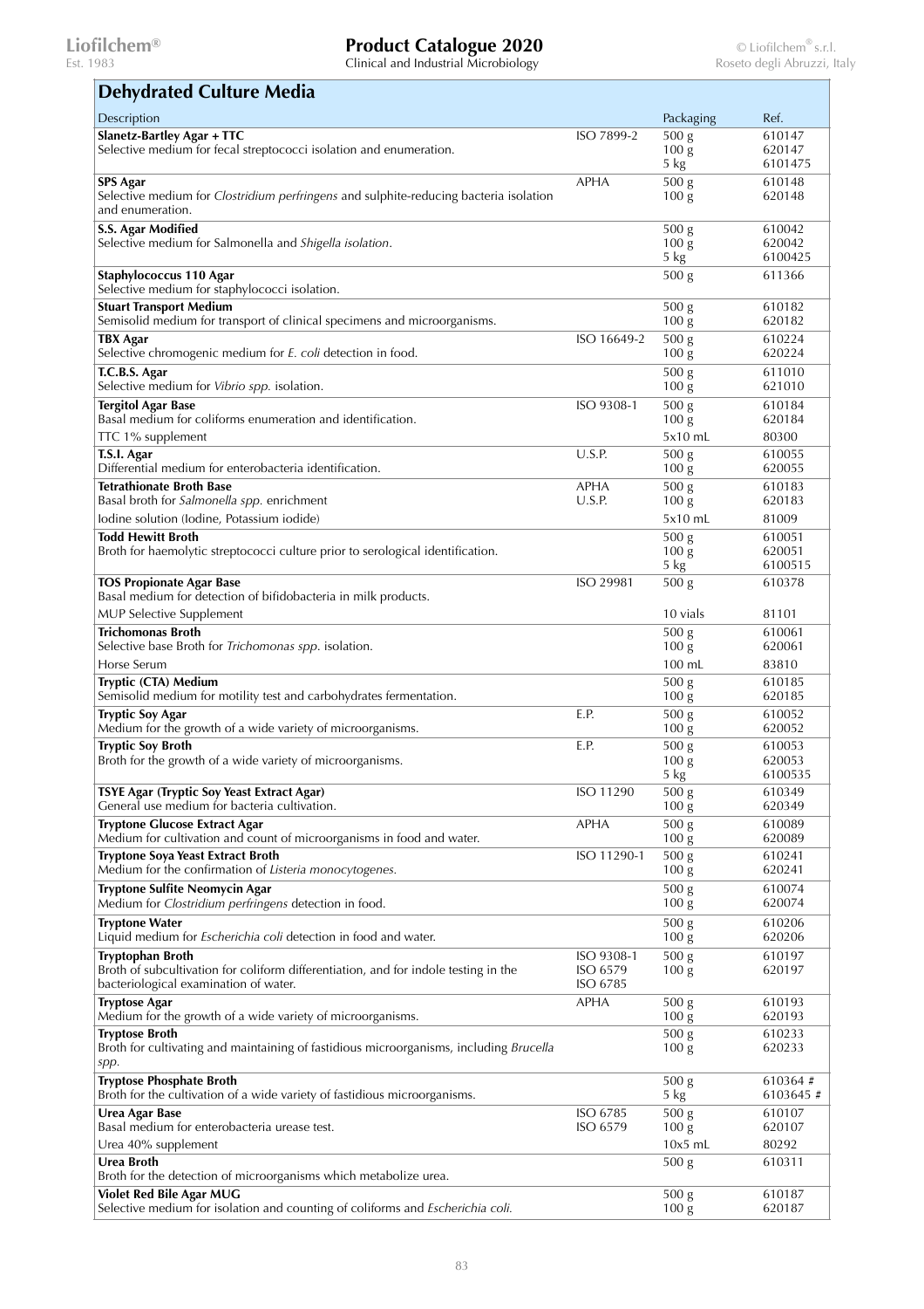## Dehydrated Culture Media

| Description | | Packaging | Ref. |
|---|---|---|---|
| **Slanetz-Bartley Agar + TTC**<br>Selective medium for fecal streptococci isolation and enumeration. | ISO 7899-2 | 500 g<br>100 g<br>5 kg | 610147<br>620147<br>6101475 |
| **SPS Agar**<br>Selective medium for *Clostridium perfringens* and sulphite-reducing bacteria isolation and enumeration. | APHA | 500 g<br>100 g | 610148<br>620148 |
| **S.S. Agar Modified**<br>Selective medium for Salmonella and *Shigella isolation*. | | 500 g<br>100 g<br>5 kg | 610042<br>620042<br>6100425 |
| **Staphylococcus 110 Agar**<br>Selective medium for staphylococci isolation. | | 500 g | 611366 |
| **Stuart Transport Medium**<br>Semisolid medium for transport of clinical specimens and microorganisms. | | 500 g<br>100 g | 610182<br>620182 |
| **TBX Agar**<br>Selective chromogenic medium for *E. coli* detection in food. | ISO 16649-2 | 500 g<br>100 g | 610224<br>620224 |
| **T.C.B.S. Agar**<br>Selective medium for *Vibrio spp.* isolation. | | 500 g<br>100 g | 611010<br>621010 |
| **Tergitol Agar Base**<br>Basal medium for coliforms enumeration and identification. | ISO 9308-1 | 500 g<br>100 g | 610184<br>620184 |
| TTC 1% supplement | | 5x10 mL | 80300 |
| **T.S.I. Agar**<br>Differential medium for enterobacteria identification. | U.S.P. | 500 g<br>100 g | 610055<br>620055 |
| **Tetrathionate Broth Base**<br>Basal broth for *Salmonella spp.* enrichment | APHA<br>U.S.P. | 500 g<br>100 g | 610183<br>620183 |
| Iodine solution (Iodine, Potassium iodide) | | 5x10 mL | 81009 |
| **Todd Hewitt Broth**<br>Broth for haemolytic streptococci culture prior to serological identification. | | 500 g<br>100 g<br>5 kg | 610051<br>620051<br>6100515 |
| **TOS Propionate Agar Base**<br>Basal medium for detection of bifidobacteria in milk products. | ISO 29981 | 500 g | 610378 |
| MUP Selective Supplement | | 10 vials | 81101 |
| **Trichomonas Broth**<br>Selective base Broth for *Trichomonas spp.* isolation. | | 500 g<br>100 g | 610061<br>620061 |
| Horse Serum | | 100 mL | 83810 |
| **Tryptic (CTA) Medium**<br>Semisolid medium for motility test and carbohydrates fermentation. | | 500 g<br>100 g | 610185<br>620185 |
| **Tryptic Soy Agar**<br>Medium for the growth of a wide variety of microorganisms. | E.P. | 500 g<br>100 g | 610052<br>620052 |
| **Tryptic Soy Broth**<br>Broth for the growth of a wide variety of microorganisms. | E.P. | 500 g<br>100 g<br>5 kg | 610053<br>620053<br>6100535 |
| **TSYE Agar (Tryptic Soy Yeast Extract Agar)**<br>General use medium for bacteria cultivation. | ISO 11290 | 500 g<br>100 g | 610349<br>620349 |
| **Tryptone Glucose Extract Agar**<br>Medium for cultivation and count of microorganisms in food and water. | APHA | 500 g<br>100 g | 610089<br>620089 |
| **Tryptone Soya Yeast Extract Broth**<br>Medium for the confirmation of *Listeria monocytogenes.* | ISO 11290-1 | 500 g<br>100 g | 610241<br>620241 |
| **Tryptone Sulfite Neomycin Agar**<br>Medium for *Clostridium perfringens* detection in food. | | 500 g<br>100 g | 610074<br>620074 |
| **Tryptone Water**<br>Liquid medium for *Escherichia coli* detection in food and water. | | 500 g<br>100 g | 610206<br>620206 |
| **Tryptophan Broth**<br>Broth of subcultivation for coliform differentiation, and for indole testing in the bacteriological examination of water. | ISO 9308-1<br>ISO 6579<br>ISO 6785 | 500 g<br>100 g | 610197<br>620197 |
| **Tryptose Agar**<br>Medium for the growth of a wide variety of microorganisms. | APHA | 500 g<br>100 g | 610193<br>620193 |
| **Tryptose Broth**<br>Broth for cultivating and maintaining of fastidious microorganisms, including *Brucella spp.* | | 500 g<br>100 g | 610233<br>620233 |
| **Tryptose Phosphate Broth**<br>Broth for the cultivation of a wide variety of fastidious microorganisms. | | 500 g<br>5 kg | 610364 #<br>6103645 # |
| **Urea Agar Base**<br>Basal medium for enterobacteria urease test. | ISO 6785<br>ISO 6579 | 500 g<br>100 g | 610107<br>620107 |
| Urea 40% supplement | | 10x5 mL | 80292 |
| **Urea Broth**<br>Broth for the detection of microorganisms which metabolize urea. | | 500 g | 610311 |
| **Violet Red Bile Agar MUG**<br>Selective medium for isolation and counting of coliforms and *Escherichia coli.* | | 500 g<br>100 g | 610187<br>620187 |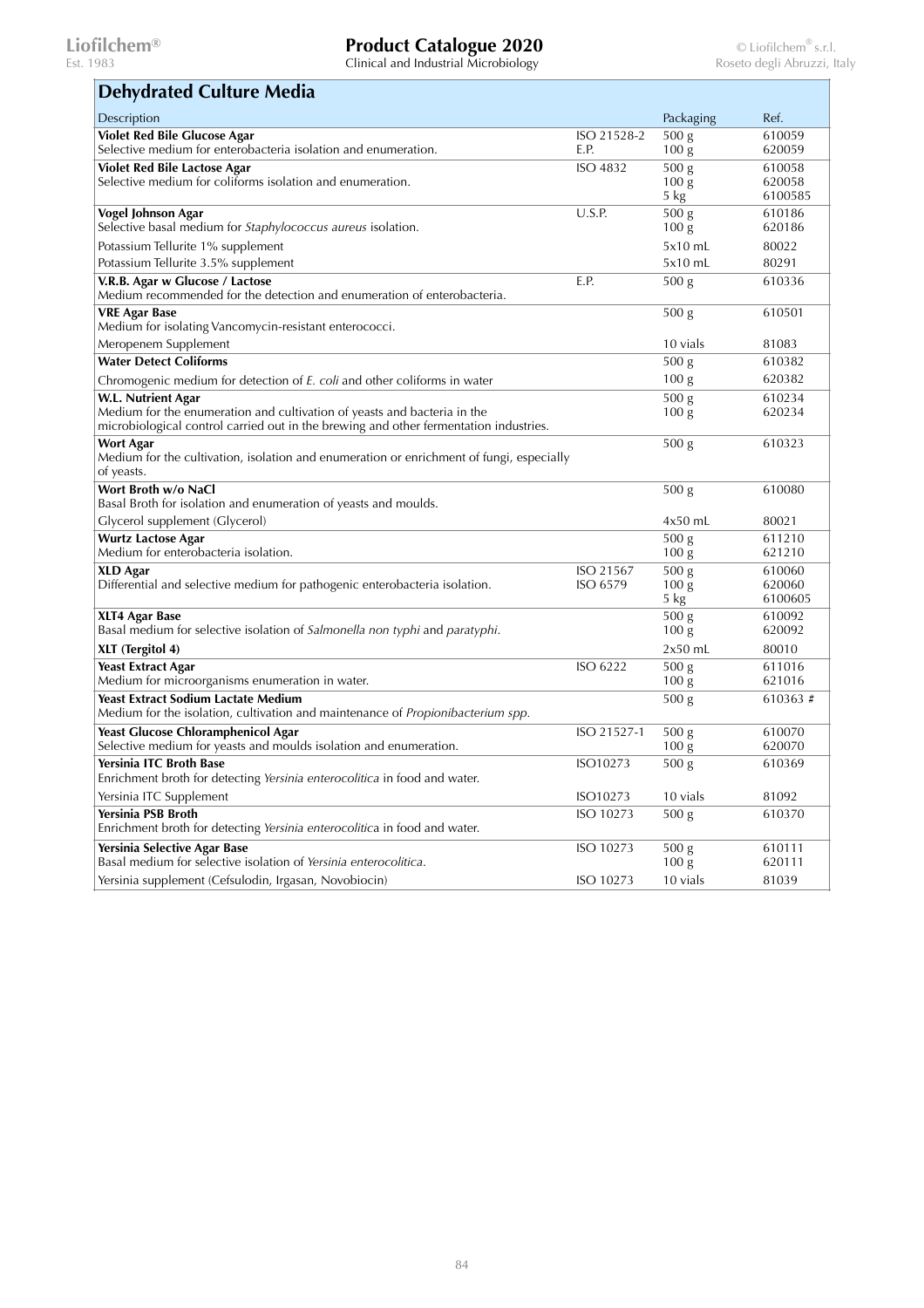## Dehydrated Culture Media

| Description | | Packaging | Ref. |
|---|---|---|---|
| **Violet Red Bile Glucose Agar**<br>Selective medium for enterobacteria isolation and enumeration. | ISO 21528-2<br>E.P. | 500 g<br>100 g | 610059<br>620059 |
| **Violet Red Bile Lactose Agar**<br>Selective medium for coliforms isolation and enumeration. | ISO 4832 | 500 g<br>100 g<br>5 kg | 610058<br>620058<br>6100585 |
| **Vogel Johnson Agar**<br>Selective basal medium for *Staphylococcus aureus* isolation. | U.S.P. | 500 g<br>100 g | 610186<br>620186 |
| Potassium Tellurite 1% supplement | | 5x10 mL | 80022 |
| Potassium Tellurite 3.5% supplement | | 5x10 mL | 80291 |
| **V.R.B. Agar w Glucose / Lactose**<br>Medium recommended for the detection and enumeration of enterobacteria. | E.P. | 500 g | 610336 |
| **VRE Agar Base**<br>Medium for isolating Vancomycin-resistant enterococci. | | 500 g | 610501 |
| Meropenem Supplement | | 10 vials | 81083 |
| **Water Detect Coliforms** | | 500 g | 610382 |
| Chromogenic medium for detection of *E. coli* and other coliforms in water | | 100 g | 620382 |
| **W.L. Nutrient Agar**<br>Medium for the enumeration and cultivation of yeasts and bacteria in the microbiological control carried out in the brewing and other fermentation industries. | | 500 g<br>100 g | 610234<br>620234 |
| **Wort Agar**<br>Medium for the cultivation, isolation and enumeration or enrichment of fungi, especially of yeasts. | | 500 g | 610323 |
| **Wort Broth w/o NaCl**<br>Basal Broth for isolation and enumeration of yeasts and moulds. | | 500 g | 610080 |
| Glycerol supplement (Glycerol) | | 4x50 mL | 80021 |
| **Wurtz Lactose Agar**<br>Medium for enterobacteria isolation. | | 500 g<br>100 g | 611210<br>621210 |
| **XLD Agar**<br>Differential and selective medium for pathogenic enterobacteria isolation. | ISO 21567<br>ISO 6579 | 500 g<br>100 g<br>5 kg | 610060<br>620060<br>6100605 |
| **XLT4 Agar Base**<br>Basal medium for selective isolation of *Salmonella non typhi* and *paratyphi*. | | 500 g<br>100 g | 610092<br>620092 |
| **XLT (Tergitol 4)** | | 2x50 mL | 80010 |
| **Yeast Extract Agar**<br>Medium for microorganisms enumeration in water. | ISO 6222 | 500 g<br>100 g | 611016<br>621016 |
| **Yeast Extract Sodium Lactate Medium**<br>Medium for the isolation, cultivation and maintenance of *Propionibacterium spp.* | | 500 g | 610363 # |
| **Yeast Glucose Chloramphenicol Agar**<br>Selective medium for yeasts and moulds isolation and enumeration. | ISO 21527-1 | 500 g<br>100 g | 610070<br>620070 |
| **Yersinia ITC Broth Base**<br>Enrichment broth for detecting *Yersinia enterocolitica* in food and water. | ISO10273 | 500 g | 610369 |
| Yersinia ITC Supplement | ISO10273 | 10 vials | 81092 |
| **Yersinia PSB Broth**<br>Enrichment broth for detecting *Yersinia enterocolitica* in food and water. | ISO 10273 | 500 g | 610370 |
| **Yersinia Selective Agar Base**<br>Basal medium for selective isolation of *Yersinia enterocolitica*. | ISO 10273 | 500 g<br>100 g | 610111<br>620111 |
| Yersinia supplement (Cefsulodin, Irgasan, Novobiocin) | ISO 10273 | 10 vials | 81039 |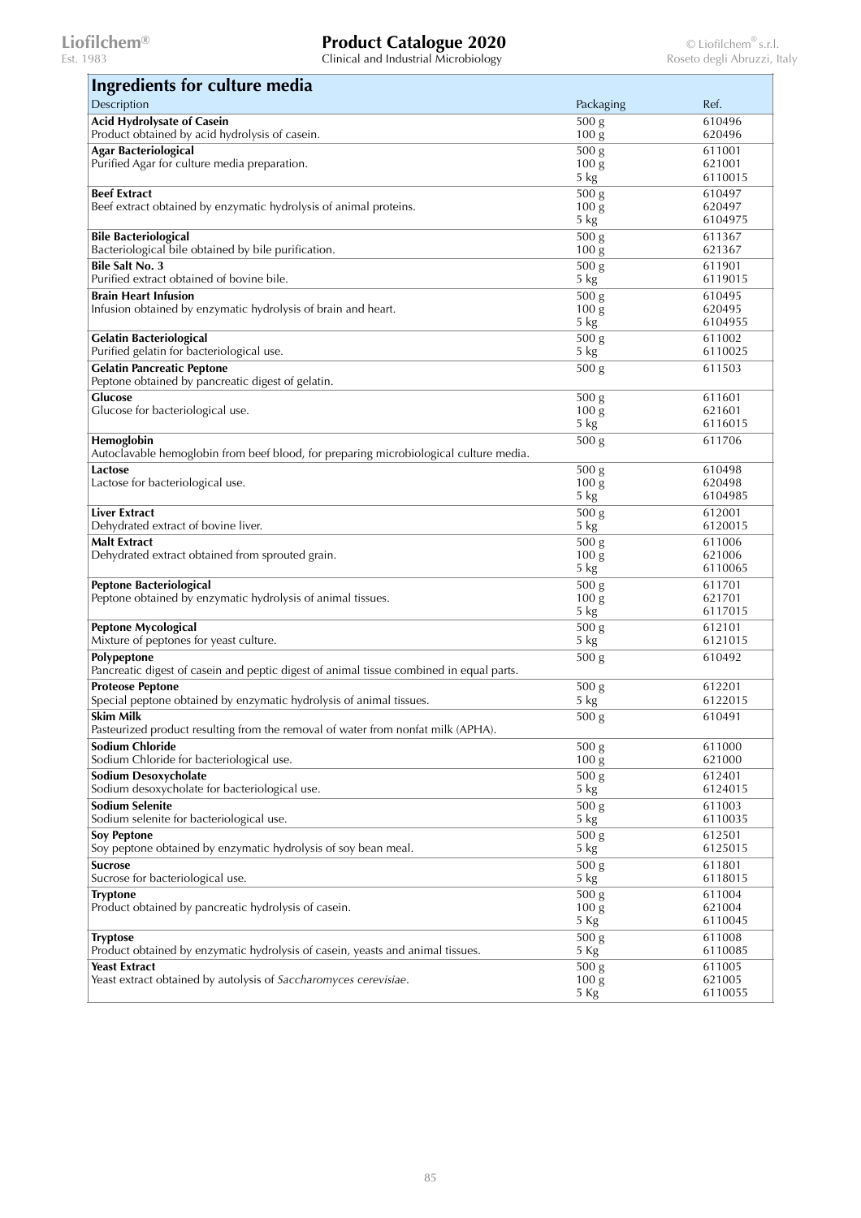## Ingredients for culture media

| Description | Packaging | Ref. |
|---|---|---|
| **Acid Hydrolysate of Casein**<br>Product obtained by acid hydrolysis of casein. | 500 g<br>100 g | 610496<br>620496 |
| **Agar Bacteriological**<br>Purified Agar for culture media preparation. | 500 g<br>100 g<br>5 kg | 611001<br>621001<br>6110015 |
| **Beef Extract**<br>Beef extract obtained by enzymatic hydrolysis of animal proteins. | 500 g<br>100 g<br>5 kg | 610497<br>620497<br>6104975 |
| **Bile Bacteriological**<br>Bacteriological bile obtained by bile purification. | 500 g<br>100 g | 611367<br>621367 |
| **Bile Salt No. 3**<br>Purified extract obtained of bovine bile. | 500 g<br>5 kg | 611901<br>6119015 |
| **Brain Heart Infusion**<br>Infusion obtained by enzymatic hydrolysis of brain and heart. | 500 g<br>100 g<br>5 kg | 610495<br>620495<br>6104955 |
| **Gelatin Bacteriological**<br>Purified gelatin for bacteriological use. | 500 g<br>5 kg | 611002<br>6110025 |
| **Gelatin Pancreatic Peptone**<br>Peptone obtained by pancreatic digest of gelatin. | 500 g | 611503 |
| **Glucose**<br>Glucose for bacteriological use. | 500 g<br>100 g<br>5 kg | 611601<br>621601<br>6116015 |
| **Hemoglobin**<br>Autoclavable hemoglobin from beef blood, for preparing microbiological culture media. | 500 g | 611706 |
| **Lactose**<br>Lactose for bacteriological use. | 500 g<br>100 g<br>5 kg | 610498<br>620498<br>6104985 |
| **Liver Extract**<br>Dehydrated extract of bovine liver. | 500 g<br>5 kg | 612001<br>6120015 |
| **Malt Extract**<br>Dehydrated extract obtained from sprouted grain. | 500 g<br>100 g<br>5 kg | 611006<br>621006<br>6110065 |
| **Peptone Bacteriological**<br>Peptone obtained by enzymatic hydrolysis of animal tissues. | 500 g<br>100 g<br>5 kg | 611701<br>621701<br>6117015 |
| **Peptone Mycological**<br>Mixture of peptones for yeast culture. | 500 g<br>5 kg | 612101<br>6121015 |
| **Polypeptone**<br>Pancreatic digest of casein and peptic digest of animal tissue combined in equal parts. | 500 g | 610492 |
| **Proteose Peptone**<br>Special peptone obtained by enzymatic hydrolysis of animal tissues. | 500 g<br>5 kg | 612201<br>6122015 |
| **Skim Milk**<br>Pasteurized product resulting from the removal of water from nonfat milk (APHA). | 500 g | 610491 |
| **Sodium Chloride**<br>Sodium Chloride for bacteriological use. | 500 g<br>100 g | 611000<br>621000 |
| **Sodium Desoxycholate**<br>Sodium desoxycholate for bacteriological use. | 500 g<br>5 kg | 612401<br>6124015 |
| **Sodium Selenite**<br>Sodium selenite for bacteriological use. | 500 g<br>5 kg | 611003<br>6110035 |
| **Soy Peptone**<br>Soy peptone obtained by enzymatic hydrolysis of soy bean meal. | 500 g<br>5 kg | 612501<br>6125015 |
| **Sucrose**<br>Sucrose for bacteriological use. | 500 g<br>5 kg | 611801<br>6118015 |
| **Tryptone**<br>Product obtained by pancreatic hydrolysis of casein. | 500 g<br>100 g<br>5 Kg | 611004<br>621004<br>6110045 |
| **Tryptose**<br>Product obtained by enzymatic hydrolysis of casein, yeasts and animal tissues. | 500 g<br>5 Kg | 611008<br>6110085 |
| **Yeast Extract**<br>Yeast extract obtained by autolysis of *Saccharomyces cerevisiae*. | 500 g<br>100 g<br>5 Kg | 611005<br>621005<br>6110055 |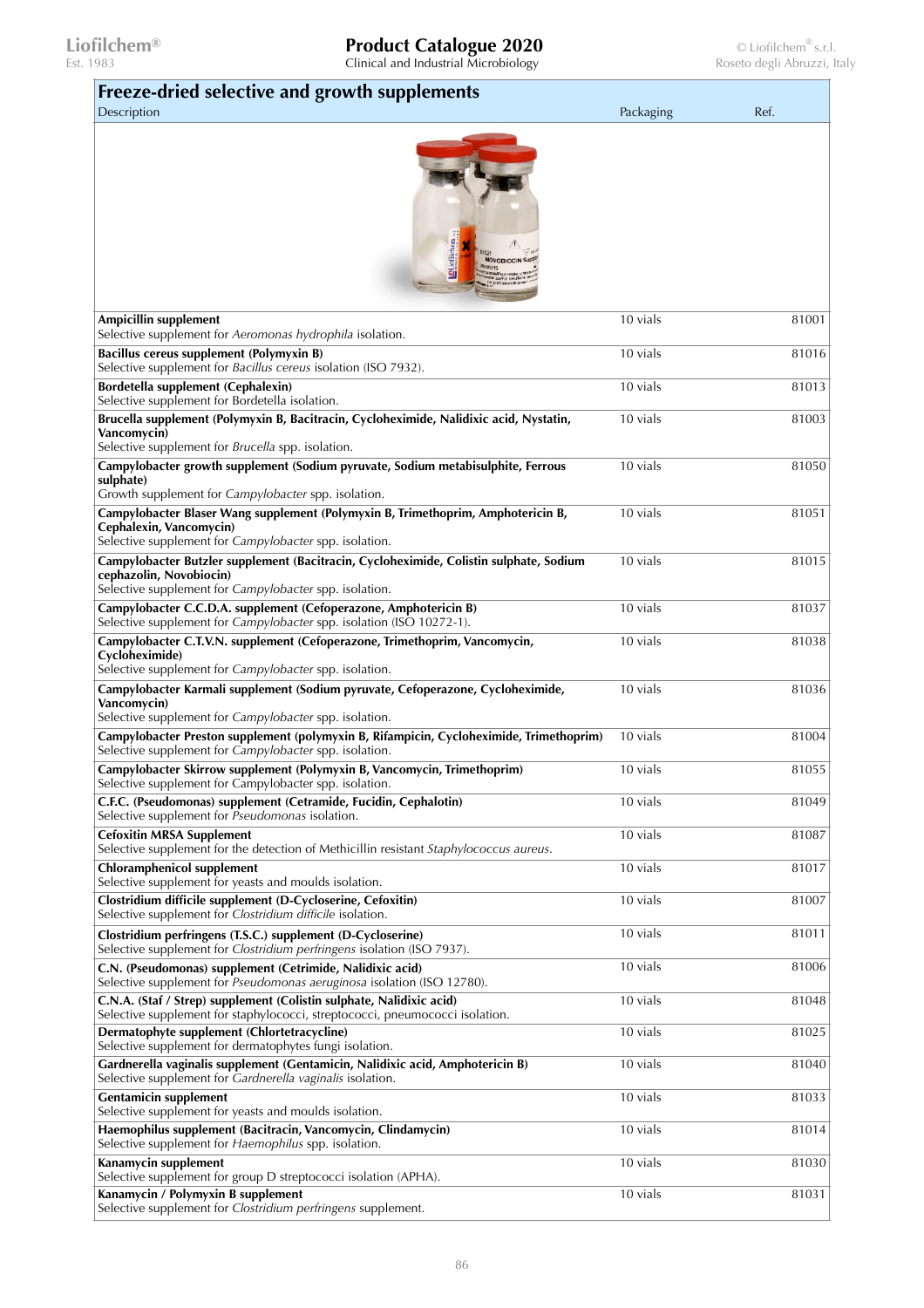## Freeze-dried selective and growth supplements

| Description | Packaging | Ref. |
|---|---|---|
| **Ampicillin supplement**<br>Selective supplement for *Aeromonas hydrophila* isolation. | 10 vials | 81001 |
| **Bacillus cereus supplement (Polymyxin B)**<br>Selective supplement for *Bacillus cereus* isolation (ISO 7932). | 10 vials | 81016 |
| **Bordetella supplement (Cephalexin)**<br>Selective supplement for Bordetella isolation. | 10 vials | 81013 |
| **Brucella supplement (Polymyxin B, Bacitracin, Cycloheximide, Nalidixic acid, Nystatin, Vancomycin)**<br>Selective supplement for *Brucella* spp. isolation. | 10 vials | 81003 |
| **Campylobacter growth supplement (Sodium pyruvate, Sodium metabisulphite, Ferrous sulphate)**<br>Growth supplement for *Campylobacter* spp. isolation. | 10 vials | 81050 |
| **Campylobacter Blaser Wang supplement (Polymyxin B, Trimethoprim, Amphotericin B, Cephalexin, Vancomycin)**<br>Selective supplement for *Campylobacter* spp. isolation. | 10 vials | 81051 |
| **Campylobacter Butzler supplement (Bacitracin, Cycloheximide, Colistin sulphate, Sodium cephazolin, Novobiocin)**<br>Selective supplement for *Campylobacter* spp. isolation. | 10 vials | 81015 |
| **Campylobacter C.C.D.A. supplement (Cefoperazone, Amphotericin B)**<br>Selective supplement for *Campylobacter* spp. isolation (ISO 10272-1). | 10 vials | 81037 |
| **Campylobacter C.T.V.N. supplement (Cefoperazone, Trimethoprim, Vancomycin, Cycloheximide)**<br>Selective supplement for *Campylobacter* spp. isolation. | 10 vials | 81038 |
| **Campylobacter Karmali supplement (Sodium pyruvate, Cefoperazone, Cycloheximide, Vancomycin)**<br>Selective supplement for *Campylobacter* spp. isolation. | 10 vials | 81036 |
| **Campylobacter Preston supplement (polymyxin B, Rifampicin, Cycloheximide, Trimethoprim)**<br>Selective supplement for *Campylobacter* spp. isolation. | 10 vials | 81004 |
| **Campylobacter Skirrow supplement (Polymyxin B, Vancomycin, Trimethoprim)**<br>Selective supplement for Campylobacter spp. isolation. | 10 vials | 81055 |
| **C.F.C. (Pseudomonas) supplement (Cetramide, Fucidin, Cephalotin)**<br>Selective supplement for *Pseudomonas* isolation. | 10 vials | 81049 |
| **Cefoxitin MRSA Supplement**<br>Selective supplement for the detection of Methicillin resistant *Staphylococcus aureus*. | 10 vials | 81087 |
| **Chloramphenicol supplement**<br>Selective supplement for yeasts and moulds isolation. | 10 vials | 81017 |
| **Clostridium difficile supplement (D-Cycloserine, Cefoxitin)**<br>Selective supplement for *Clostridium difficile* isolation. | 10 vials | 81007 |
| **Clostridium perfringens (T.S.C.) supplement (D-Cycloserine)**<br>Selective supplement for *Clostridium perfringens* isolation (ISO 7937). | 10 vials | 81011 |
| **C.N. (Pseudomonas) supplement (Cetrimide, Nalidixic acid)**<br>Selective supplement for *Pseudomonas aeruginosa* isolation (ISO 12780). | 10 vials | 81006 |
| **C.N.A. (Staf / Strep) supplement (Colistin sulphate, Nalidixic acid)**<br>Selective supplement for staphylococci, streptococci, pneumococci isolation. | 10 vials | 81048 |
| **Dermatophyte supplement (Chlortetracycline)**<br>Selective supplement for dermatophytes fungi isolation. | 10 vials | 81025 |
| **Gardnerella vaginalis supplement (Gentamicin, Nalidixic acid, Amphotericin B)**<br>Selective supplement for *Gardnerella vaginalis* isolation. | 10 vials | 81040 |
| **Gentamicin supplement**<br>Selective supplement for yeasts and moulds isolation. | 10 vials | 81033 |
| **Haemophilus supplement (Bacitracin, Vancomycin, Clindamycin)**<br>Selective supplement for *Haemophilus* spp. isolation. | 10 vials | 81014 |
| **Kanamycin supplement**<br>Selective supplement for group D streptococci isolation (APHA). | 10 vials | 81030 |
| **Kanamycin / Polymyxin B supplement**<br>Selective supplement for *Clostridium perfringens* supplement. | 10 vials | 81031 |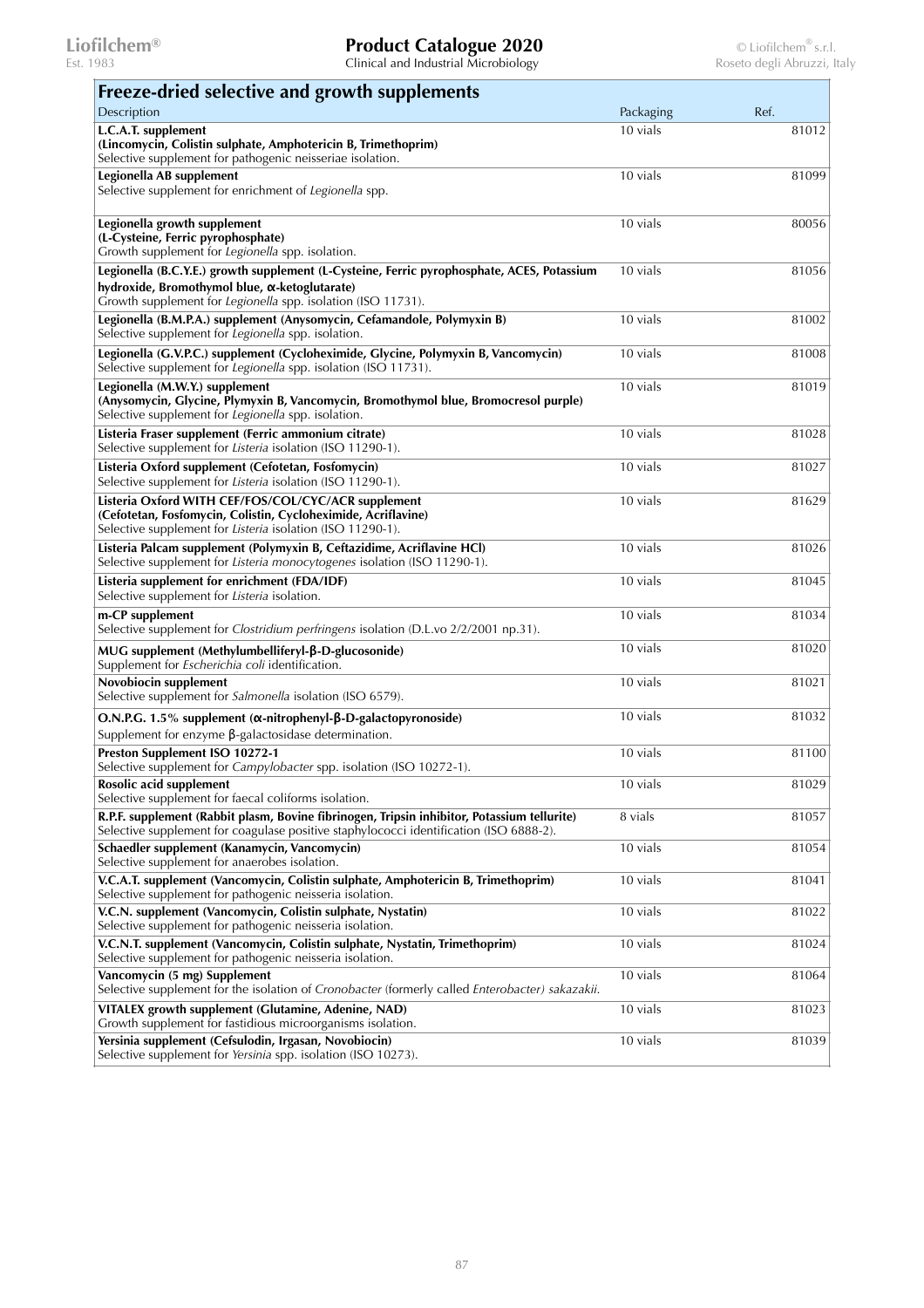## Freeze-dried selective and growth supplements

| Description | Packaging | Ref. |
|---|---|---|
| **L.C.A.T. supplement (Lincomycin, Colistin sulphate, Amphotericin B, Trimethoprim)** Selective supplement for pathogenic neisseriae isolation. | 10 vials | 81012 |
| **Legionella AB supplement** Selective supplement for enrichment of *Legionella* spp. | 10 vials | 81099 |
| **Legionella growth supplement (L-Cysteine, Ferric pyrophosphate)** Growth supplement for *Legionella* spp. isolation. | 10 vials | 80056 |
| **Legionella (B.C.Y.E.) growth supplement (L-Cysteine, Ferric pyrophosphate, ACES, Potassium hydroxide, Bromothymol blue, α-ketoglutarate)** Growth supplement for *Legionella* spp. isolation (ISO 11731). | 10 vials | 81056 |
| **Legionella (B.M.P.A.) supplement (Anysomycin, Cefamandole, Polymyxin B)** Selective supplement for *Legionella* spp. isolation. | 10 vials | 81002 |
| **Legionella (G.V.P.C.) supplement (Cycloheximide, Glycine, Polymyxin B, Vancomycin)** Selective supplement for *Legionella* spp. isolation (ISO 11731). | 10 vials | 81008 |
| **Legionella (M.W.Y.) supplement (Anysomycin, Glycine, Plymyxin B, Vancomycin, Bromothymol blue, Bromocresol purple)** Selective supplement for *Legionella* spp. isolation. | 10 vials | 81019 |
| **Listeria Fraser supplement (Ferric ammonium citrate)** Selective supplement for *Listeria* isolation (ISO 11290-1). | 10 vials | 81028 |
| **Listeria Oxford supplement (Cefotetan, Fosfomycin)** Selective supplement for *Listeria* isolation (ISO 11290-1). | 10 vials | 81027 |
| **Listeria Oxford WITH CEF/FOS/COL/CYC/ACR supplement (Cefotetan, Fosfomycin, Colistin, Cycloheximide, Acriflavine)** Selective supplement for *Listeria* isolation (ISO 11290-1). | 10 vials | 81629 |
| **Listeria Palcam supplement (Polymyxin B, Ceftazidime, Acriflavine HCl)** Selective supplement for *Listeria monocytogenes* isolation (ISO 11290-1). | 10 vials | 81026 |
| **Listeria supplement for enrichment (FDA/IDF)** Selective supplement for *Listeria* isolation. | 10 vials | 81045 |
| **m-CP supplement** Selective supplement for *Clostridium perfringens* isolation (D.L.vo 2/2/2001 np.31). | 10 vials | 81034 |
| **MUG supplement (Methylumbelliferyl-β-D-glucosonide)** Supplement for *Escherichia coli* identification. | 10 vials | 81020 |
| **Novobiocin supplement** Selective supplement for *Salmonella* isolation (ISO 6579). | 10 vials | 81021 |
| **O.N.P.G. 1.5% supplement (α-nitrophenyl-β-D-galactopyronoside)** Supplement for enzyme β-galactosidase determination. | 10 vials | 81032 |
| **Preston Supplement ISO 10272-1** Selective supplement for *Campylobacter* spp. isolation (ISO 10272-1). | 10 vials | 81100 |
| **Rosolic acid supplement** Selective supplement for faecal coliforms isolation. | 10 vials | 81029 |
| **R.P.F. supplement (Rabbit plasm, Bovine fibrinogen, Tripsin inhibitor, Potassium tellurite)** Selective supplement for coagulase positive staphylococci identification (ISO 6888-2). | 8 vials | 81057 |
| **Schaedler supplement (Kanamycin, Vancomycin)** Selective supplement for anaerobes isolation. | 10 vials | 81054 |
| **V.C.A.T. supplement (Vancomycin, Colistin sulphate, Amphotericin B, Trimethoprim)** Selective supplement for pathogenic neisseria isolation. | 10 vials | 81041 |
| **V.C.N. supplement (Vancomycin, Colistin sulphate, Nystatin)** Selective supplement for pathogenic neisseria isolation. | 10 vials | 81022 |
| **V.C.N.T. supplement (Vancomycin, Colistin sulphate, Nystatin, Trimethoprim)** Selective supplement for pathogenic neisseria isolation. | 10 vials | 81024 |
| **Vancomycin (5 mg) Supplement** Selective supplement for the isolation of *Cronobacter* (formerly called *Enterobacter) sakazakii*. | 10 vials | 81064 |
| **VITALEX growth supplement (Glutamine, Adenine, NAD)** Growth supplement for fastidious microorganisms isolation. | 10 vials | 81023 |
| **Yersinia supplement (Cefsulodin, Irgasan, Novobiocin)** Selective supplement for *Yersinia* spp. isolation (ISO 10273). | 10 vials | 81039 |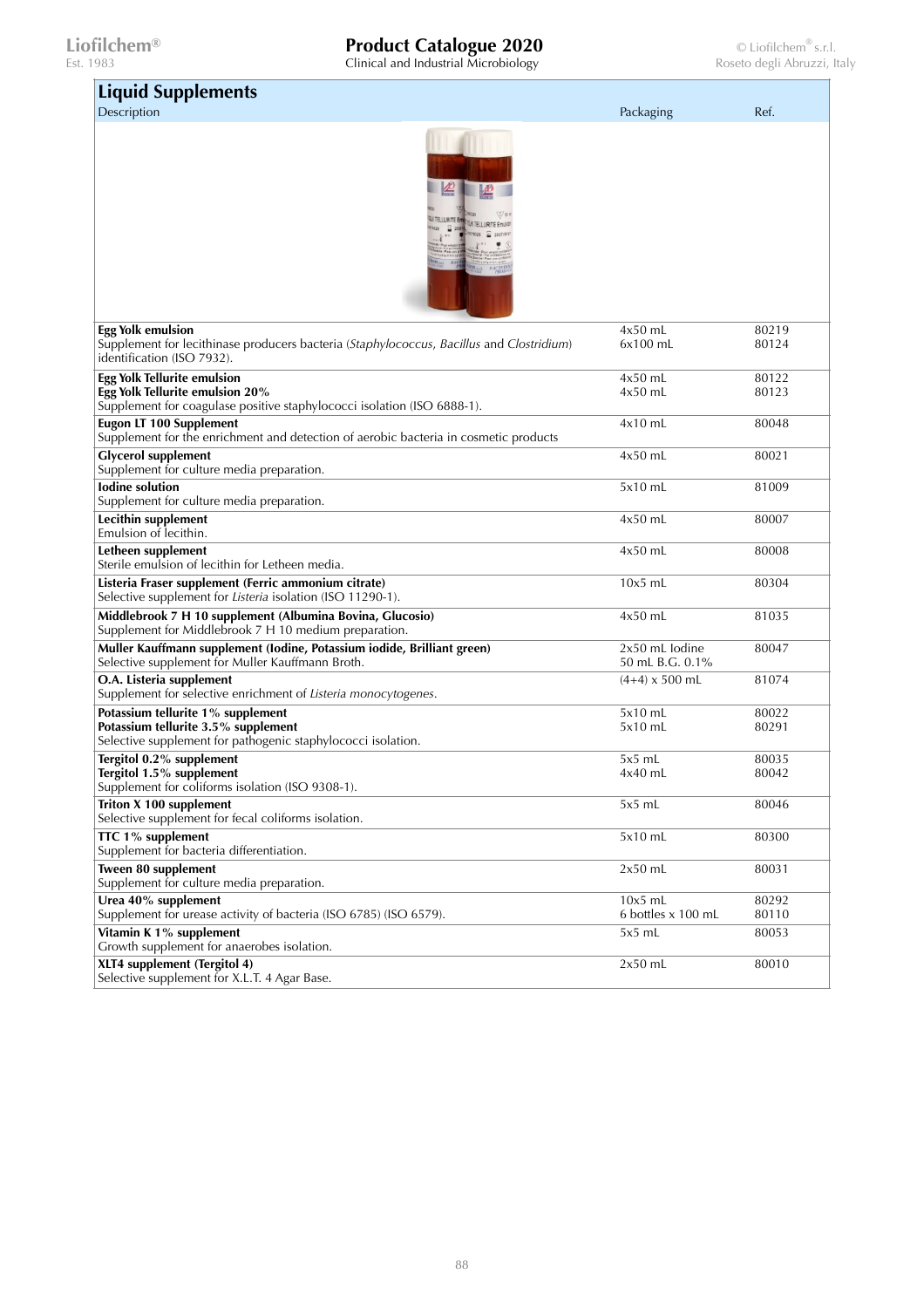## Liquid Supplements

| Description | Packaging | Ref. |
|---|---|---|
| **Egg Yolk emulsion**<br>Supplement for lecithinase producers bacteria (*Staphylococcus*, *Bacillus* and *Clostridium*) identification (ISO 7932). | 4x50 mL<br>6x100 mL | 80219<br>80124 |
| **Egg Yolk Tellurite emulsion**<br>**Egg Yolk Tellurite emulsion 20%**<br>Supplement for coagulase positive staphylococci isolation (ISO 6888-1). | 4x50 mL<br>4x50 mL | 80122<br>80123 |
| **Eugon LT 100 Supplement**<br>Supplement for the enrichment and detection of aerobic bacteria in cosmetic products | 4x10 mL | 80048 |
| **Glycerol supplement**<br>Supplement for culture media preparation. | 4x50 mL | 80021 |
| **Iodine solution**<br>Supplement for culture media preparation. | 5x10 mL | 81009 |
| **Lecithin supplement**<br>Emulsion of lecithin. | 4x50 mL | 80007 |
| **Letheen supplement**<br>Sterile emulsion of lecithin for Letheen media. | 4x50 mL | 80008 |
| **Listeria Fraser supplement (Ferric ammonium citrate)**<br>Selective supplement for *Listeria* isolation (ISO 11290-1). | 10x5 mL | 80304 |
| **Middlebrook 7 H 10 supplement (Albumina Bovina, Glucosio)**<br>Supplement for Middlebrook 7 H 10 medium preparation. | 4x50 mL | 81035 |
| **Muller Kauffmann supplement (Iodine, Potassium iodide, Brilliant green)**<br>Selective supplement for Muller Kauffmann Broth. | 2x50 mL Iodine<br>50 mL B.G. 0.1% | 80047 |
| **O.A. Listeria supplement**<br>Supplement for selective enrichment of *Listeria monocytogenes*. | (4+4) x 500 mL | 81074 |
| **Potassium tellurite 1% supplement**<br>**Potassium tellurite 3.5% supplement**<br>Selective supplement for pathogenic staphylococci isolation. | 5x10 mL<br>5x10 mL | 80022<br>80291 |
| **Tergitol 0.2% supplement**<br>**Tergitol 1.5% supplement**<br>Supplement for coliforms isolation (ISO 9308-1). | 5x5 mL<br>4x40 mL | 80035<br>80042 |
| **Triton X 100 supplement**<br>Selective supplement for fecal coliforms isolation. | 5x5 mL | 80046 |
| **TTC 1% supplement**<br>Supplement for bacteria differentiation. | 5x10 mL | 80300 |
| **Tween 80 supplement**<br>Supplement for culture media preparation. | 2x50 mL | 80031 |
| **Urea 40% supplement**<br>Supplement for urease activity of bacteria (ISO 6785) (ISO 6579). | 10x5 mL<br>6 bottles x 100 mL | 80292<br>80110 |
| **Vitamin K 1% supplement**<br>Growth supplement for anaerobes isolation. | 5x5 mL | 80053 |
| **XLT4 supplement (Tergitol 4)**<br>Selective supplement for X.L.T. 4 Agar Base. | 2x50 mL | 80010 |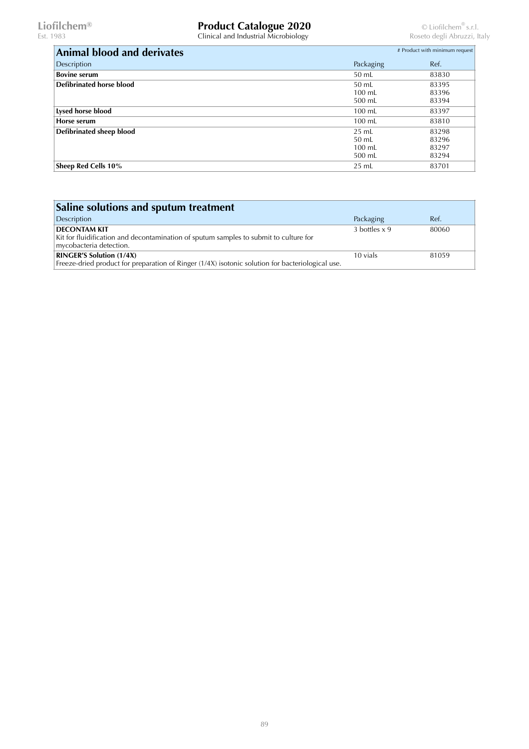## Animal blood and derivates

# Product with minimum request

| Description | Packaging | Ref. |
|---|---|---|
| **Bovine serum** | 50 mL | 83830 |
| **Defibrinated horse blood** | 50 mL<br>100 mL<br>500 mL | 83395<br>83396<br>83394 |
| **Lysed horse blood** | 100 mL | 83397 |
| **Horse serum** | 100 mL | 83810 |
| **Defibrinated sheep blood** | 25 mL<br>50 mL<br>100 mL<br>500 mL | 83298<br>83296<br>83297<br>83294 |
| **Sheep Red Cells 10%** | 25 mL | 83701 |

## Saline solutions and sputum treatment

| Description | Packaging | Ref. |
|---|---|---|
| **DECONTAM KIT**<br>Kit for fluidification and decontamination of sputum samples to submit to culture for mycobacteria detection. | 3 bottles x 9 | 80060 |
| **RINGER'S Solution (1/4X)**<br>Freeze-dried product for preparation of Ringer (1/4X) isotonic solution for bacteriological use. | 10 vials | 81059 |